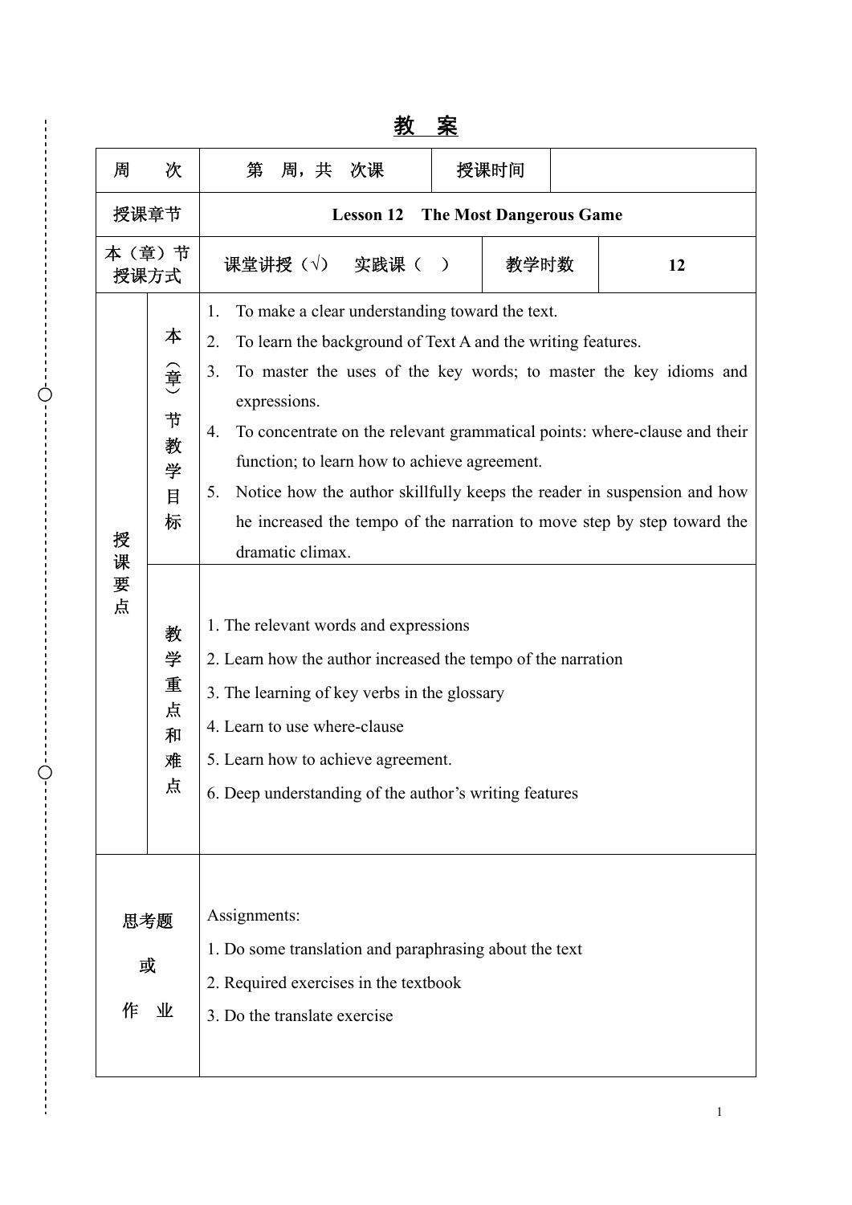# 教 案

| 周　　次 | | 第　周，共　次课 | 授课时间 | |
|---|---|---|---|---|
| 授课章节 | | **Lesson 12　The Most Dangerous Game** | | |
| 本（章）节授课方式 | | 课堂讲授（√）　实践课（　） | 教学时数 | **12** |
| 授课要点 | 本（章）节教学目标 | 1. To make a clear understanding toward the text.<br>2. To learn the background of Text A and the writing features.<br>3. To master the uses of the key words; to master the key idioms and expressions.<br>4. To concentrate on the relevant grammatical points: where-clause and their function; to learn how to achieve agreement.<br>5. Notice how the author skillfully keeps the reader in suspension and how he increased the tempo of the narration to move step by step toward the dramatic climax. | | |
| | 教学重点和难点 | 1. The relevant words and expressions<br>2. Learn how the author increased the tempo of the narration<br>3. The learning of key verbs in the glossary<br>4. Learn to use where-clause<br>5. Learn how to achieve agreement.<br>6. Deep understanding of the author's writing features | | |
| 思考题或作业 | | Assignments:<br>1. Do some translation and paraphrasing about the text<br>2. Required exercises in the textbook<br>3. Do the translate exercise | | |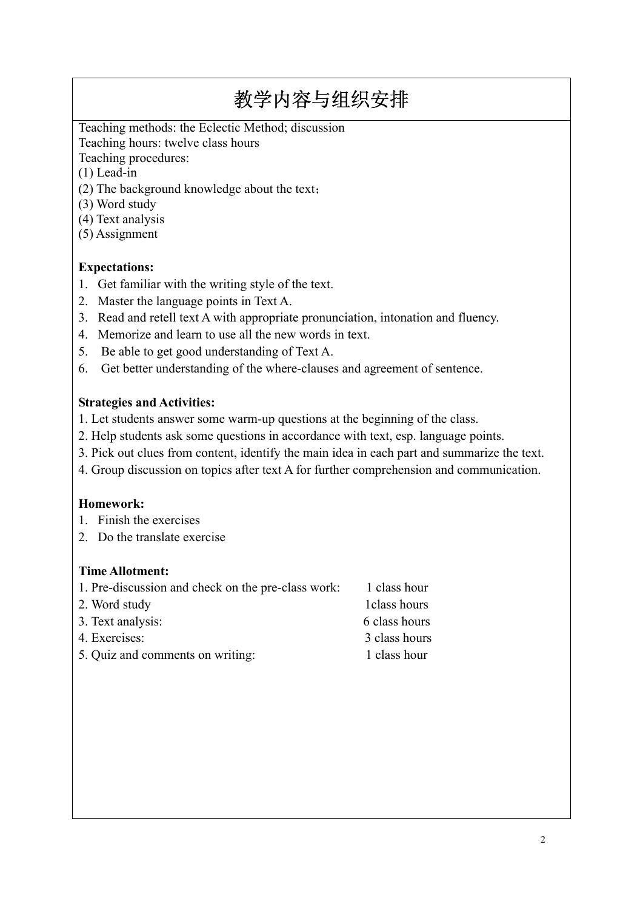# 教学内容与组织安排

Teaching methods: the Eclectic Method; discussion
Teaching hours: twelve class hours
Teaching procedures:
(1) Lead-in
(2) The background knowledge about the text；
(3) Word study
(4) Text analysis
(5) Assignment

**Expectations:**

1. Get familiar with the writing style of the text.
2. Master the language points in Text A.
3. Read and retell text A with appropriate pronunciation, intonation and fluency.
4. Memorize and learn to use all the new words in text.
5. Be able to get good understanding of Text A.
6. Get better understanding of the where-clauses and agreement of sentence.

**Strategies and Activities:**

1. Let students answer some warm-up questions at the beginning of the class.
2. Help students ask some questions in accordance with text, esp. language points.
3. Pick out clues from content, identify the main idea in each part and summarize the text.
4. Group discussion on topics after text A for further comprehension and communication.

**Homework:**

1. Finish the exercises
2. Do the translate exercise

**Time Allotment:**

| | |
|---|---|
| 1. Pre-discussion and check on the pre-class work: | 1 class hour |
| 2. Word study | 1class hours |
| 3. Text analysis: | 6 class hours |
| 4. Exercises: | 3 class hours |
| 5. Quiz and comments on writing: | 1 class hour |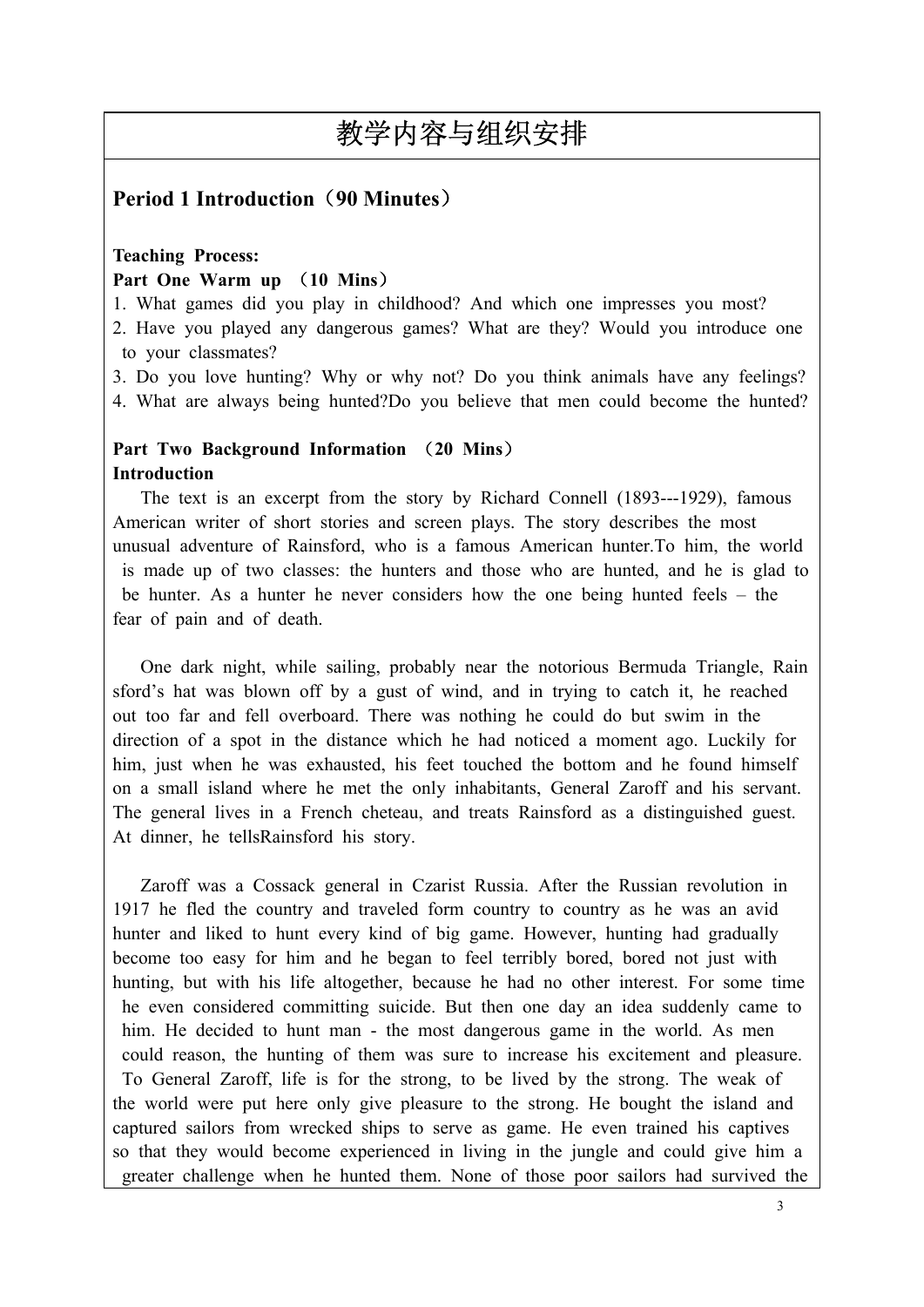# 教学内容与组织安排

## Period 1 Introduction（90 Minutes）

**Teaching Process:**

**Part One Warm up （10 Mins）**

1. What games did you play in childhood? And which one impresses you most?
2. Have you played any dangerous games? What are they? Would you introduce one to your classmates?
3. Do you love hunting? Why or why not? Do you think animals have any feelings?
4. What are always being hunted?Do you believe that men could become the hunted?

**Part Two Background Information （20 Mins）**

**Introduction**

The text is an excerpt from the story by Richard Connell (1893---1929), famous American writer of short stories and screen plays. The story describes the most unusual adventure of Rainsford, who is a famous American hunter.To him, the world is made up of two classes: the hunters and those who are hunted, and he is glad to be hunter. As a hunter he never considers how the one being hunted feels – the fear of pain and of death.

One dark night, while sailing, probably near the notorious Bermuda Triangle, Rainsford's hat was blown off by a gust of wind, and in trying to catch it, he reached out too far and fell overboard. There was nothing he could do but swim in the direction of a spot in the distance which he had noticed a moment ago. Luckily for him, just when he was exhausted, his feet touched the bottom and he found himself on a small island where he met the only inhabitants, General Zaroff and his servant. The general lives in a French cheteau, and treats Rainsford as a distinguished guest. At dinner, he tellsRainsford his story.

Zaroff was a Cossack general in Czarist Russia. After the Russian revolution in 1917 he fled the country and traveled form country to country as he was an avid hunter and liked to hunt every kind of big game. However, hunting had gradually become too easy for him and he began to feel terribly bored, bored not just with hunting, but with his life altogether, because he had no other interest. For some time he even considered committing suicide. But then one day an idea suddenly came to him. He decided to hunt man - the most dangerous game in the world. As men could reason, the hunting of them was sure to increase his excitement and pleasure. To General Zaroff, life is for the strong, to be lived by the strong. The weak of the world were put here only give pleasure to the strong. He bought the island and captured sailors from wrecked ships to serve as game. He even trained his captives so that they would become experienced in living in the jungle and could give him a greater challenge when he hunted them. None of those poor sailors had survived the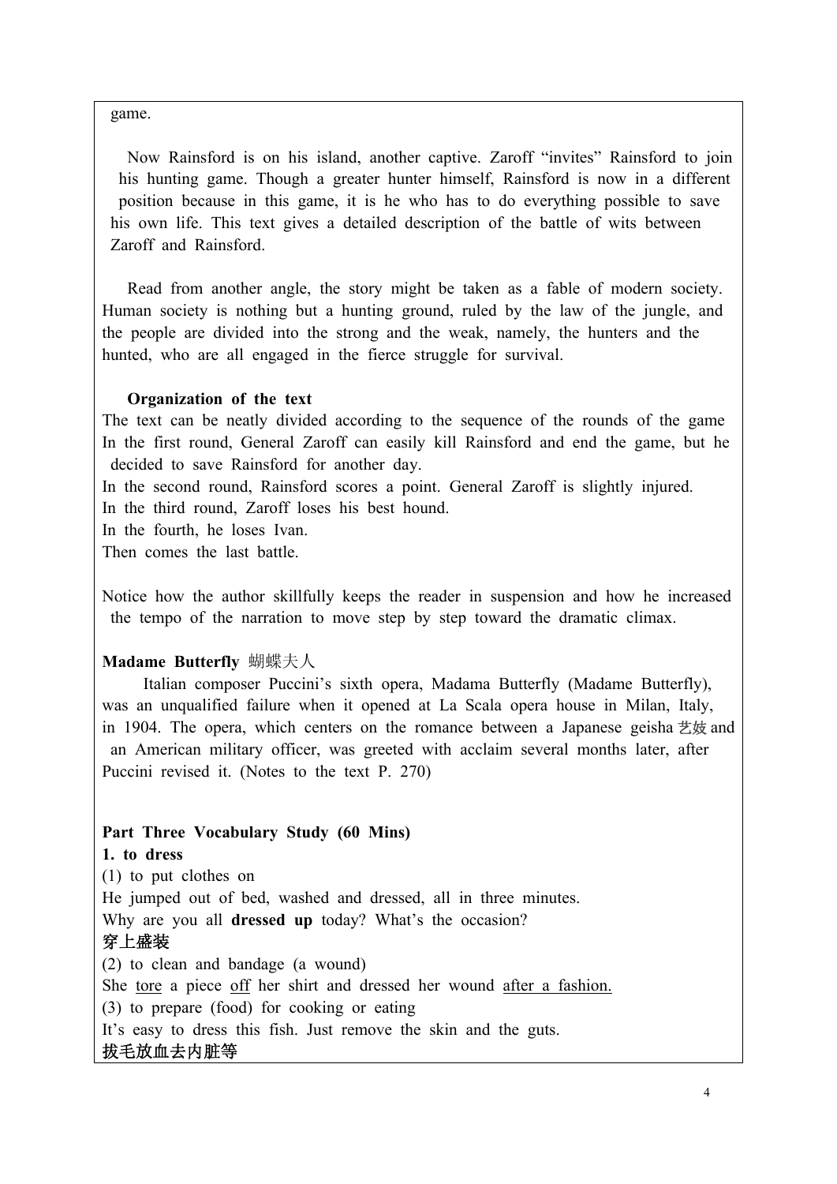game.

Now Rainsford is on his island, another captive. Zaroff "invites" Rainsford to join his hunting game. Though a greater hunter himself, Rainsford is now in a different position because in this game, it is he who has to do everything possible to save his own life. This text gives a detailed description of the battle of wits between Zaroff and Rainsford.

Read from another angle, the story might be taken as a fable of modern society. Human society is nothing but a hunting ground, ruled by the law of the jungle, and the people are divided into the strong and the weak, namely, the hunters and the hunted, who are all engaged in the fierce struggle for survival.

**Organization of the text**

The text can be neatly divided according to the sequence of the rounds of the game
In the first round, General Zaroff can easily kill Rainsford and end the game, but he decided to save Rainsford for another day.
In the second round, Rainsford scores a point. General Zaroff is slightly injured.
In the third round, Zaroff loses his best hound.
In the fourth, he loses Ivan.
Then comes the last battle.

Notice how the author skillfully keeps the reader in suspension and how he increased the tempo of the narration to move step by step toward the dramatic climax.

**Madame Butterfly** 蝴蝶夫人

Italian composer Puccini's sixth opera, Madama Butterfly (Madame Butterfly), was an unqualified failure when it opened at La Scala opera house in Milan, Italy, in 1904. The opera, which centers on the romance between a Japanese geisha 艺妓 and an American military officer, was greeted with acclaim several months later, after Puccini revised it. (Notes to the text P. 270)

**Part Three Vocabulary Study (60 Mins)**

**1. to dress**

(1) to put clothes on
He jumped out of bed, washed and dressed, all in three minutes.
Why are you all **dressed up** today? What's the occasion?
**穿上盛装**

(2) to clean and bandage (a wound)
She <u>tore</u> a piece <u>off</u> her shirt and dressed her wound <u>after a fashion.</u>

(3) to prepare (food) for cooking or eating
It's easy to dress this fish. Just remove the skin and the guts.
**拔毛放血去内脏等**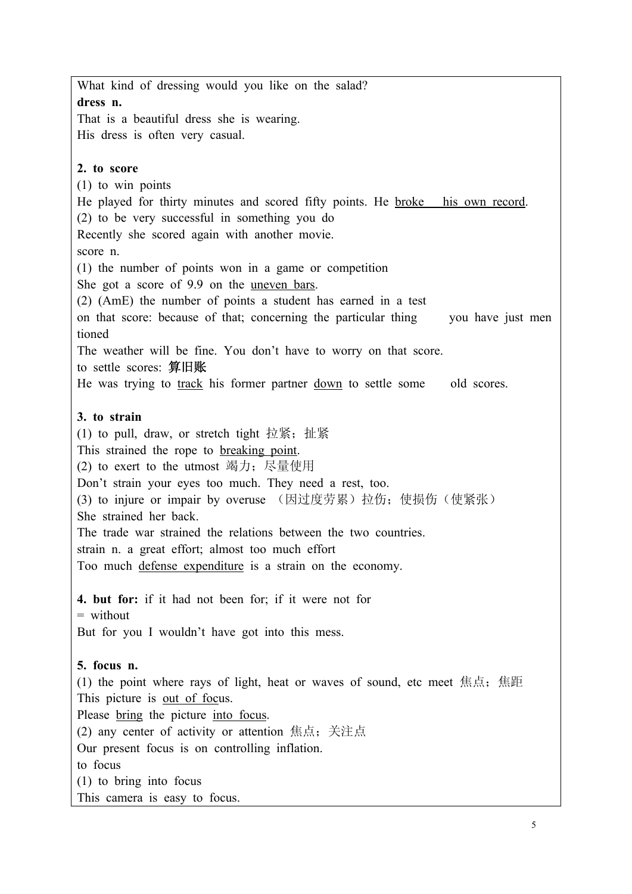What kind of dressing would you like on the salad?

**dress n.**

That is a beautiful dress she is wearing.

His dress is often very casual.

**2. to score**

(1) to win points

He played for thirty minutes and scored fifty points. He <u>broke his own record</u>.

(2) to be very successful in something you do

Recently she scored again with another movie.

score n.

(1) the number of points won in a game or competition

She got a score of 9.9 on the <u>uneven bars</u>.

(2) (AmE) the number of points a student has earned in a test

on that score: because of that; concerning the particular thing you have just mentioned

The weather will be fine. You don't have to worry on that score.

to settle scores: **算旧账**

He was trying to <u>track</u> his former partner <u>down</u> to settle some old scores.

**3. to strain**

(1) to pull, draw, or stretch tight 拉紧；扯紧

This strained the rope to <u>breaking point</u>.

(2) to exert to the utmost 竭力；尽量使用

Don't strain your eyes too much. They need a rest, too.

(3) to injure or impair by overuse （因过度劳累）拉伤；使损伤（使紧张）

She strained her back.

The trade war strained the relations between the two countries.

strain n. a great effort; almost too much effort

Too much <u>defense expenditure</u> is a strain on the economy.

**4. but for:** if it had not been for; if it were not for

= without

But for you I wouldn't have got into this mess.

**5. focus n.**

(1) the point where rays of light, heat or waves of sound, etc meet 焦点；焦距

This picture is <u>out of focus</u>.

Please <u>bring</u> the picture <u>into focus</u>.

(2) any center of activity or attention 焦点；关注点

Our present focus is on controlling inflation.

to focus

(1) to bring into focus

This camera is easy to focus.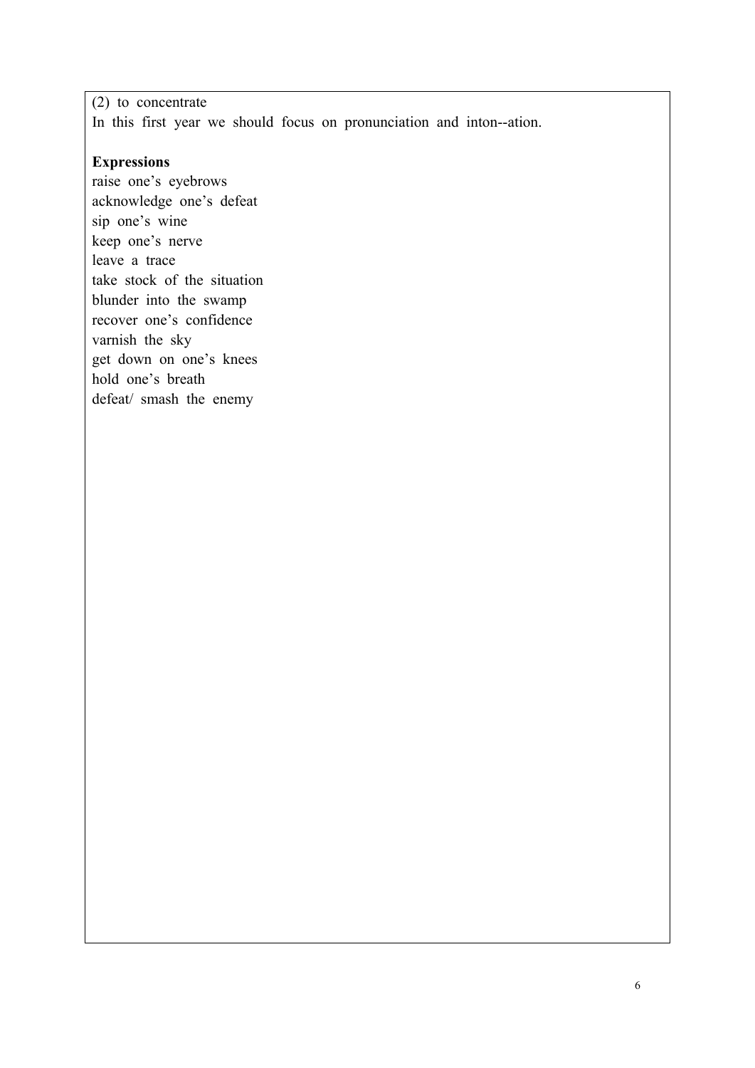(2) to concentrate

In this first year we should focus on pronunciation and inton--ation.

**Expressions**

raise one's eyebrows
acknowledge one's defeat
sip one's wine
keep one's nerve
leave a trace
take stock of the situation
blunder into the swamp
recover one's confidence
varnish the sky
get down on one's knees
hold one's breath
defeat/ smash the enemy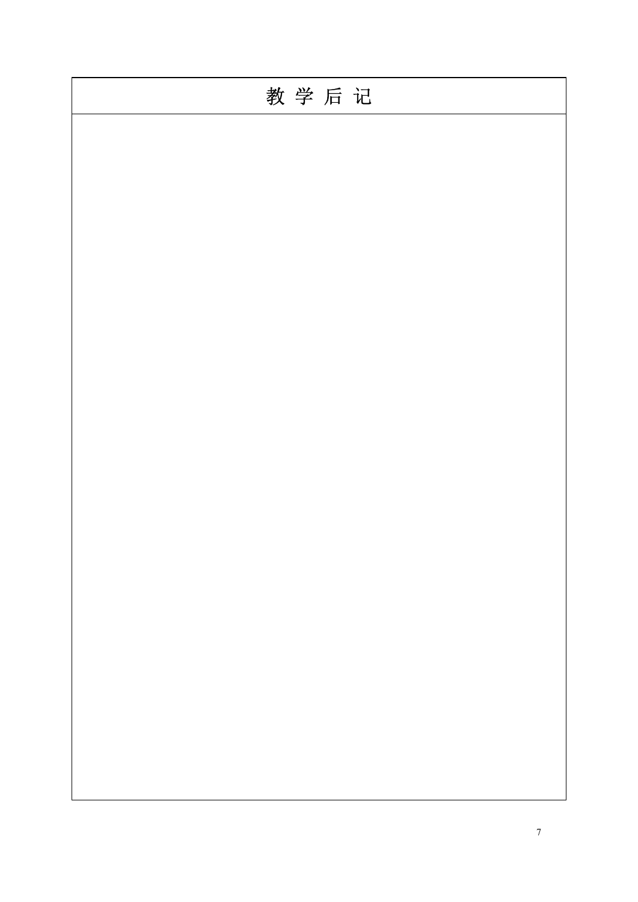| 教 学 后 记 |
| --- |
| |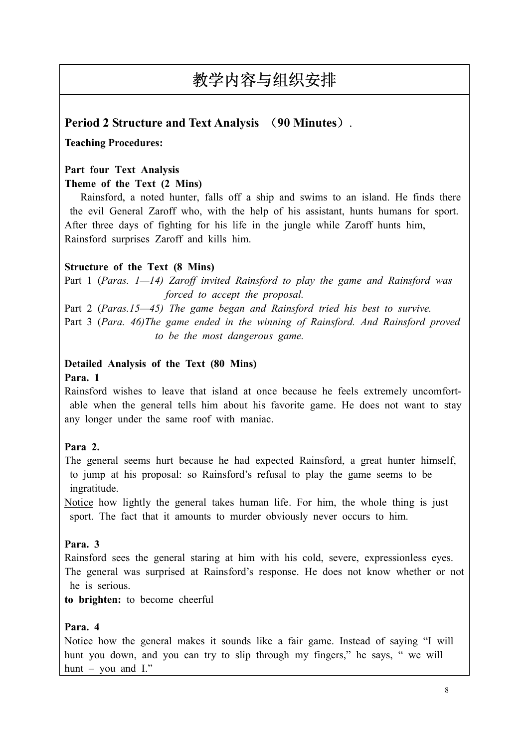# 教学内容与组织安排

## Period 2 Structure and Text Analysis （90 Minutes）.

**Teaching Procedures:**

**Part four Text Analysis**

**Theme of the Text (2 Mins)**

Rainsford, a noted hunter, falls off a ship and swims to an island. He finds there the evil General Zaroff who, with the help of his assistant, hunts humans for sport. After three days of fighting for his life in the jungle while Zaroff hunts him, Rainsford surprises Zaroff and kills him.

**Structure of the Text (8 Mins)**

Part 1 (*Paras. 1—14) Zaroff invited Rainsford to play the game and Rainsford was forced to accept the proposal.*

Part 2 (*Paras.15—45) The game began and Rainsford tried his best to survive.*

Part 3 (*Para. 46)The game ended in the winning of Rainsford. And Rainsford proved to be the most dangerous game.*

**Detailed Analysis of the Text (80 Mins)**

**Para. 1**

Rainsford wishes to leave that island at once because he feels extremely uncomfortable when the general tells him about his favorite game. He does not want to stay any longer under the same roof with maniac.

**Para 2.**

The general seems hurt because he had expected Rainsford, a great hunter himself, to jump at his proposal: so Rainsford's refusal to play the game seems to be ingratitude.

<u>Notice</u> how lightly the general takes human life. For him, the whole thing is just sport. The fact that it amounts to murder obviously never occurs to him.

**Para. 3**

Rainsford sees the general staring at him with his cold, severe, expressionless eyes. The general was surprised at Rainsford's response. He does not know whether or not he is serious.

**to brighten:** to become cheerful

**Para. 4**

Notice how the general makes it sounds like a fair game. Instead of saying "I will hunt you down, and you can try to slip through my fingers," he says, " we will hunt – you and I."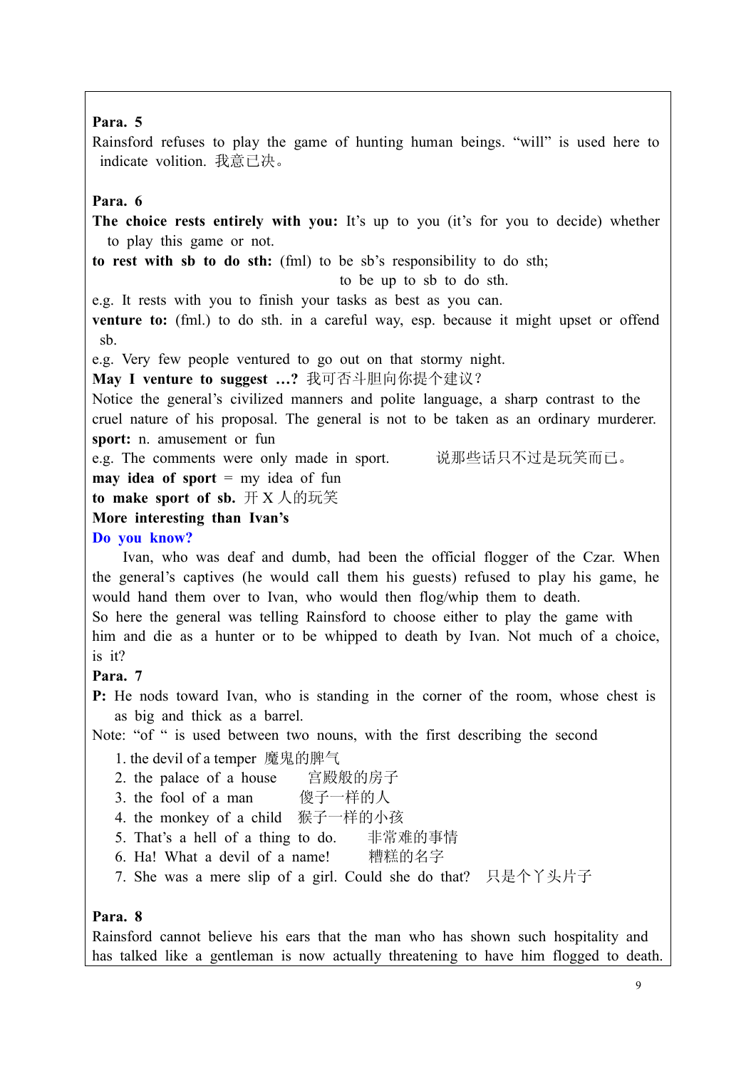**Para. 5**

Rainsford refuses to play the game of hunting human beings. "will" is used here to indicate volition. 我意已决。

**Para. 6**

**The choice rests entirely with you:** It's up to you (it's for you to decide) whether to play this game or not.

**to rest with sb to do sth:** (fml) to be sb's responsibility to do sth;
to be up to sb to do sth.

e.g. It rests with you to finish your tasks as best as you can.

**venture to:** (fml.) to do sth. in a careful way, esp. because it might upset or offend sb.

e.g. Very few people ventured to go out on that stormy night.

**May I venture to suggest …?** 我可否斗胆向你提个建议?

Notice the general's civilized manners and polite language, a sharp contrast to the cruel nature of his proposal. The general is not to be taken as an ordinary murderer.

**sport:** n. amusement or fun

e.g. The comments were only made in sport. 说那些话只不过是玩笑而已。

**may idea of sport** = my idea of fun

**to make sport of sb.** 开 X 人的玩笑

**More interesting than Ivan's**

**Do you know?**

Ivan, who was deaf and dumb, had been the official flogger of the Czar. When the general's captives (he would call them his guests) refused to play his game, he would hand them over to Ivan, who would then flog/whip them to death.

So here the general was telling Rainsford to choose either to play the game with him and die as a hunter or to be whipped to death by Ivan. Not much of a choice, is it?

**Para. 7**

**P:** He nods toward Ivan, who is standing in the corner of the room, whose chest is as big and thick as a barrel.

Note: "of " is used between two nouns, with the first describing the second

1. the devil of a temper 魔鬼的脾气
2. the palace of a house 宫殿般的房子
3. the fool of a man 傻子一样的人
4. the monkey of a child 猴子一样的小孩
5. That's a hell of a thing to do. 非常难的事情
6. Ha! What a devil of a name! 糟糕的名字
7. She was a mere slip of a girl. Could she do that? 只是个丫头片子

**Para. 8**

Rainsford cannot believe his ears that the man who has shown such hospitality and has talked like a gentleman is now actually threatening to have him flogged to death.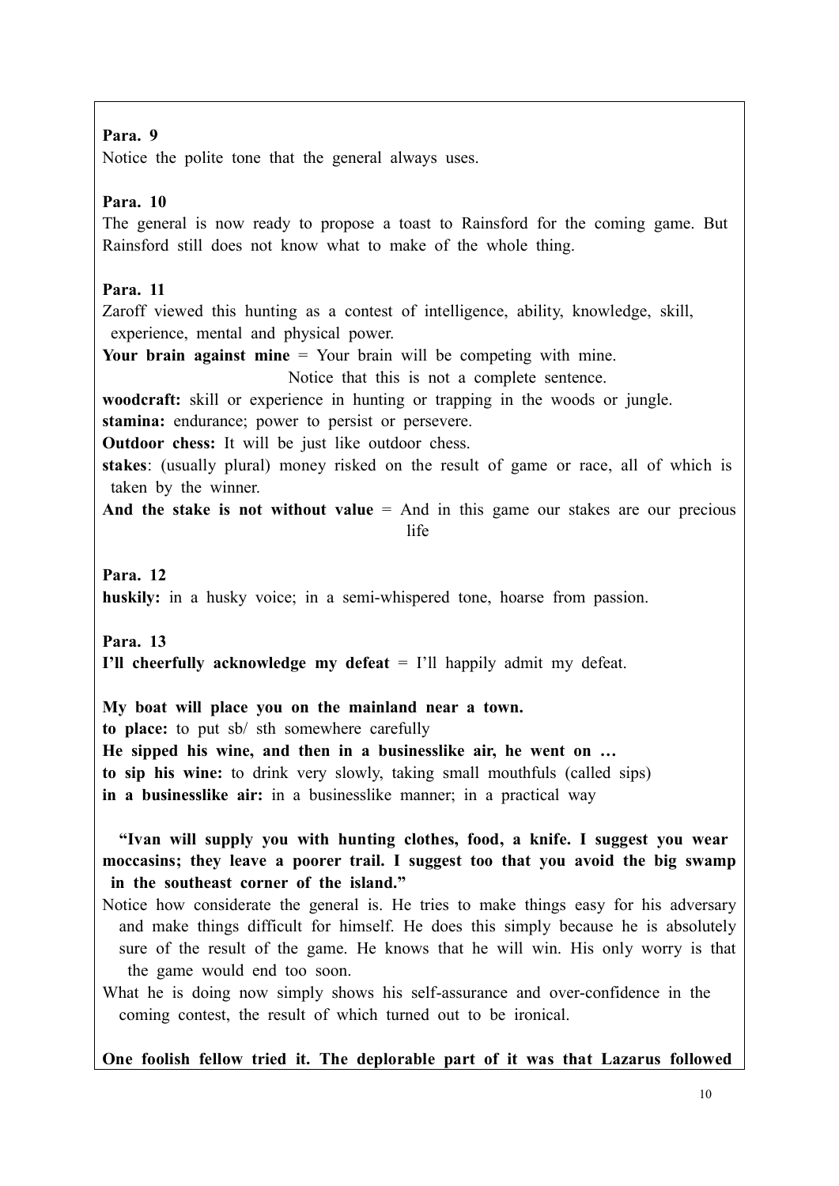**Para. 9**

Notice the polite tone that the general always uses.

**Para. 10**

The general is now ready to propose a toast to Rainsford for the coming game. But Rainsford still does not know what to make of the whole thing.

**Para. 11**

Zaroff viewed this hunting as a contest of intelligence, ability, knowledge, skill, experience, mental and physical power.

**Your brain against mine** = Your brain will be competing with mine.
Notice that this is not a complete sentence.

**woodcraft:** skill or experience in hunting or trapping in the woods or jungle.

**stamina:** endurance; power to persist or persevere.

**Outdoor chess:** It will be just like outdoor chess.

**stakes**: (usually plural) money risked on the result of game or race, all of which is taken by the winner.

**And the stake is not without value** = And in this game our stakes are our precious life

**Para. 12**

**huskily:** in a husky voice; in a semi-whispered tone, hoarse from passion.

**Para. 13**

**I'll cheerfully acknowledge my defeat** = I'll happily admit my defeat.

**My boat will place you on the mainland near a town.**

**to place:** to put sb/ sth somewhere carefully

**He sipped his wine, and then in a businesslike air, he went on …**

**to sip his wine:** to drink very slowly, taking small mouthfuls (called sips)

**in a businesslike air:** in a businesslike manner; in a practical way

**"Ivan will supply you with hunting clothes, food, a knife. I suggest you wear moccasins; they leave a poorer trail. I suggest too that you avoid the big swamp in the southeast corner of the island."**

Notice how considerate the general is. He tries to make things easy for his adversary and make things difficult for himself. He does this simply because he is absolutely sure of the result of the game. He knows that he will win. His only worry is that the game would end too soon.

What he is doing now simply shows his self-assurance and over-confidence in the coming contest, the result of which turned out to be ironical.

**One foolish fellow tried it. The deplorable part of it was that Lazarus followed**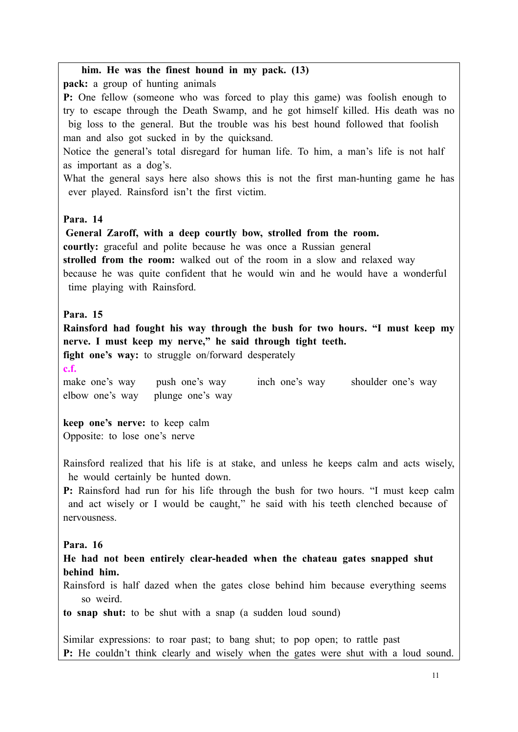**him. He was the finest hound in my pack. (13)**

**pack:** a group of hunting animals

**P:** One fellow (someone who was forced to play this game) was foolish enough to try to escape through the Death Swamp, and he got himself killed. His death was no big loss to the general. But the trouble was his best hound followed that foolish man and also got sucked in by the quicksand.

Notice the general's total disregard for human life. To him, a man's life is not half as important as a dog's.

What the general says here also shows this is not the first man-hunting game he has ever played. Rainsford isn't the first victim.

**Para. 14**

**General Zaroff, with a deep courtly bow, strolled from the room.**

**courtly:** graceful and polite because he was once a Russian general

**strolled from the room:** walked out of the room in a slow and relaxed way because he was quite confident that he would win and he would have a wonderful time playing with Rainsford.

**Para. 15**

**Rainsford had fought his way through the bush for two hours. "I must keep my nerve. I must keep my nerve," he said through tight teeth.**

**fight one's way:** to struggle on/forward desperately

**c.f.**

make one's way  push one's way  inch one's way  shoulder one's way
elbow one's way  plunge one's way

**keep one's nerve:** to keep calm

Opposite: to lose one's nerve

Rainsford realized that his life is at stake, and unless he keeps calm and acts wisely, he would certainly be hunted down.

**P:** Rainsford had run for his life through the bush for two hours. "I must keep calm and act wisely or I would be caught," he said with his teeth clenched because of nervousness.

**Para. 16**

**He had not been entirely clear-headed when the chateau gates snapped shut behind him.**

Rainsford is half dazed when the gates close behind him because everything seems so weird.

**to snap shut:** to be shut with a snap (a sudden loud sound)

Similar expressions: to roar past; to bang shut; to pop open; to rattle past

**P:** He couldn't think clearly and wisely when the gates were shut with a loud sound.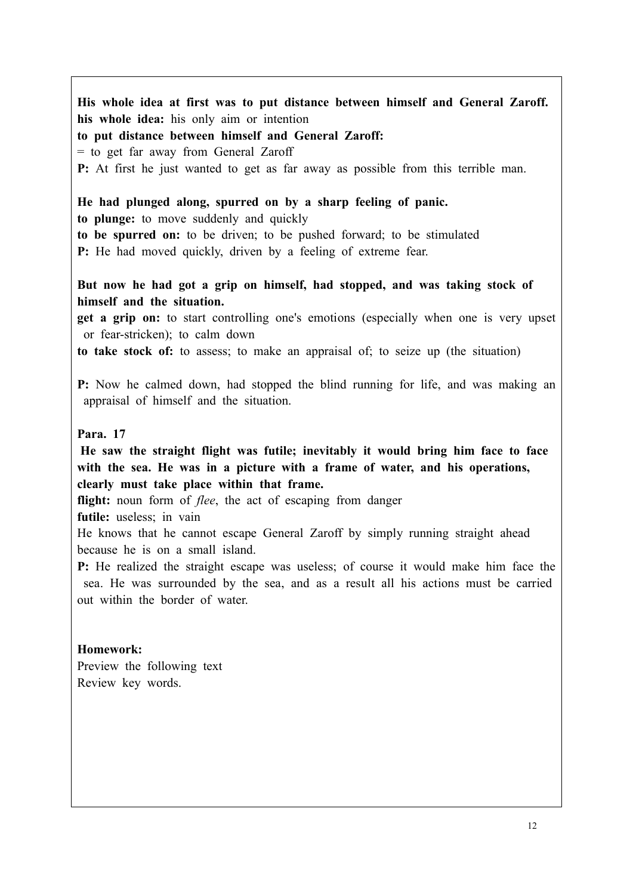**His whole idea at first was to put distance between himself and General Zaroff.**
**his whole idea:** his only aim or intention
**to put distance between himself and General Zaroff:**
= to get far away from General Zaroff
**P:** At first he just wanted to get as far away as possible from this terrible man.

**He had plunged along, spurred on by a sharp feeling of panic.**
**to plunge:** to move suddenly and quickly
**to be spurred on:** to be driven; to be pushed forward; to be stimulated
**P:** He had moved quickly, driven by a feeling of extreme fear.

**But now he had got a grip on himself, had stopped, and was taking stock of himself and the situation.**
**get a grip on:** to start controlling one's emotions (especially when one is very upset or fear-stricken); to calm down
**to take stock of:** to assess; to make an appraisal of; to seize up (the situation)

**P:** Now he calmed down, had stopped the blind running for life, and was making an appraisal of himself and the situation.

**Para. 17**

**He saw the straight flight was futile; inevitably it would bring him face to face with the sea. He was in a picture with a frame of water, and his operations, clearly must take place within that frame.**
**flight:** noun form of *flee*, the act of escaping from danger
**futile:** useless; in vain
He knows that he cannot escape General Zaroff by simply running straight ahead because he is on a small island.
**P:** He realized the straight escape was useless; of course it would make him face the sea. He was surrounded by the sea, and as a result all his actions must be carried out within the border of water.

**Homework:**
Preview the following text
Review key words.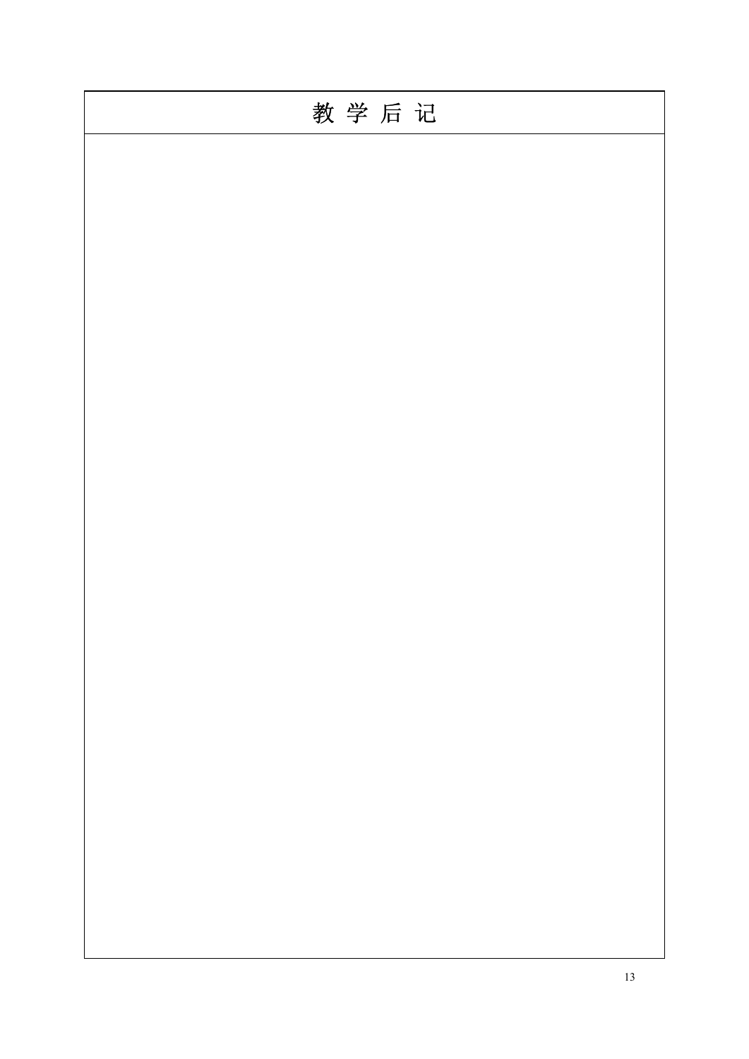| 教 学 后 记 |
| --- |
| |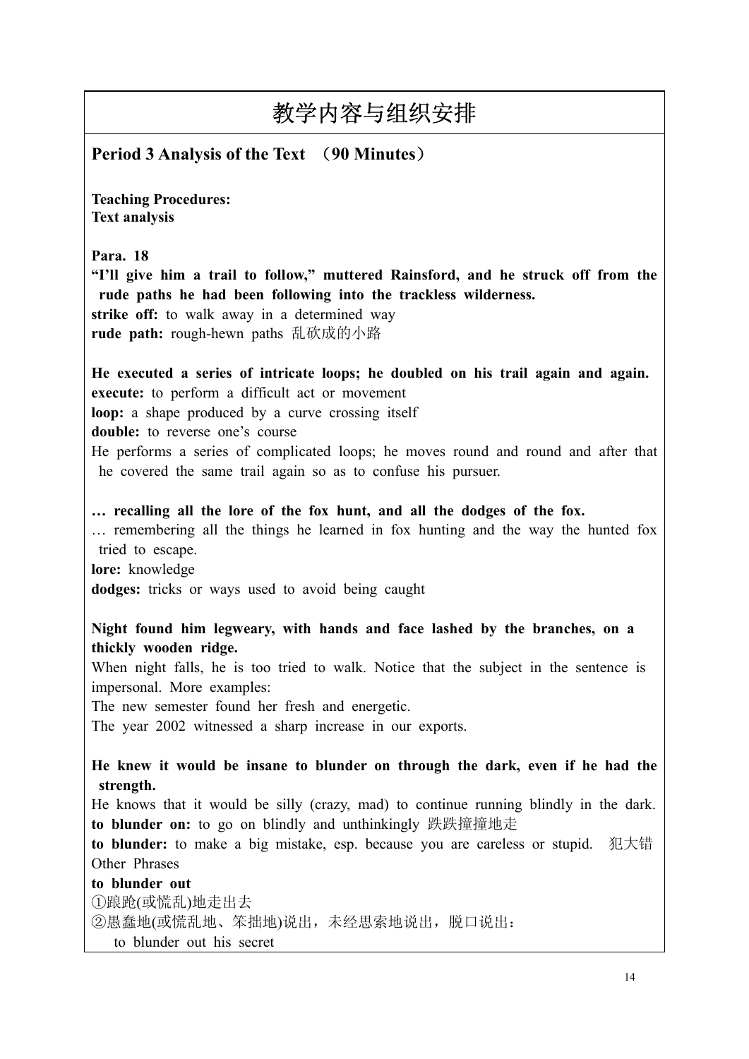# 教学内容与组织安排

**Period 3 Analysis of the Text （90 Minutes）**

**Teaching Procedures:**
**Text analysis**

**Para. 18**

**"I'll give him a trail to follow," muttered Rainsford, and he struck off from the rude paths he had been following into the trackless wilderness.**

**strike off:** to walk away in a determined way

**rude path:** rough-hewn paths 乱砍成的小路

**He executed a series of intricate loops; he doubled on his trail again and again.**

**execute:** to perform a difficult act or movement

**loop:** a shape produced by a curve crossing itself

**double:** to reverse one's course

He performs a series of complicated loops; he moves round and round and after that he covered the same trail again so as to confuse his pursuer.

**… recalling all the lore of the fox hunt, and all the dodges of the fox.**

… remembering all the things he learned in fox hunting and the way the hunted fox tried to escape.

**lore:** knowledge

**dodges:** tricks or ways used to avoid being caught

**Night found him legweary, with hands and face lashed by the branches, on a thickly wooden ridge.**

When night falls, he is too tried to walk. Notice that the subject in the sentence is impersonal. More examples:

The new semester found her fresh and energetic.

The year 2002 witnessed a sharp increase in our exports.

**He knew it would be insane to blunder on through the dark, even if he had the strength.**

He knows that it would be silly (crazy, mad) to continue running blindly in the dark.

**to blunder on:** to go on blindly and unthinkingly 跌跌撞撞地走

**to blunder:** to make a big mistake, esp. because you are careless or stupid. 犯大错

Other Phrases

**to blunder out**

①踉跄(或慌乱)地走出去

②愚蠢地(或慌乱地、笨拙地)说出，未经思索地说出，脱口说出：

to blunder out his secret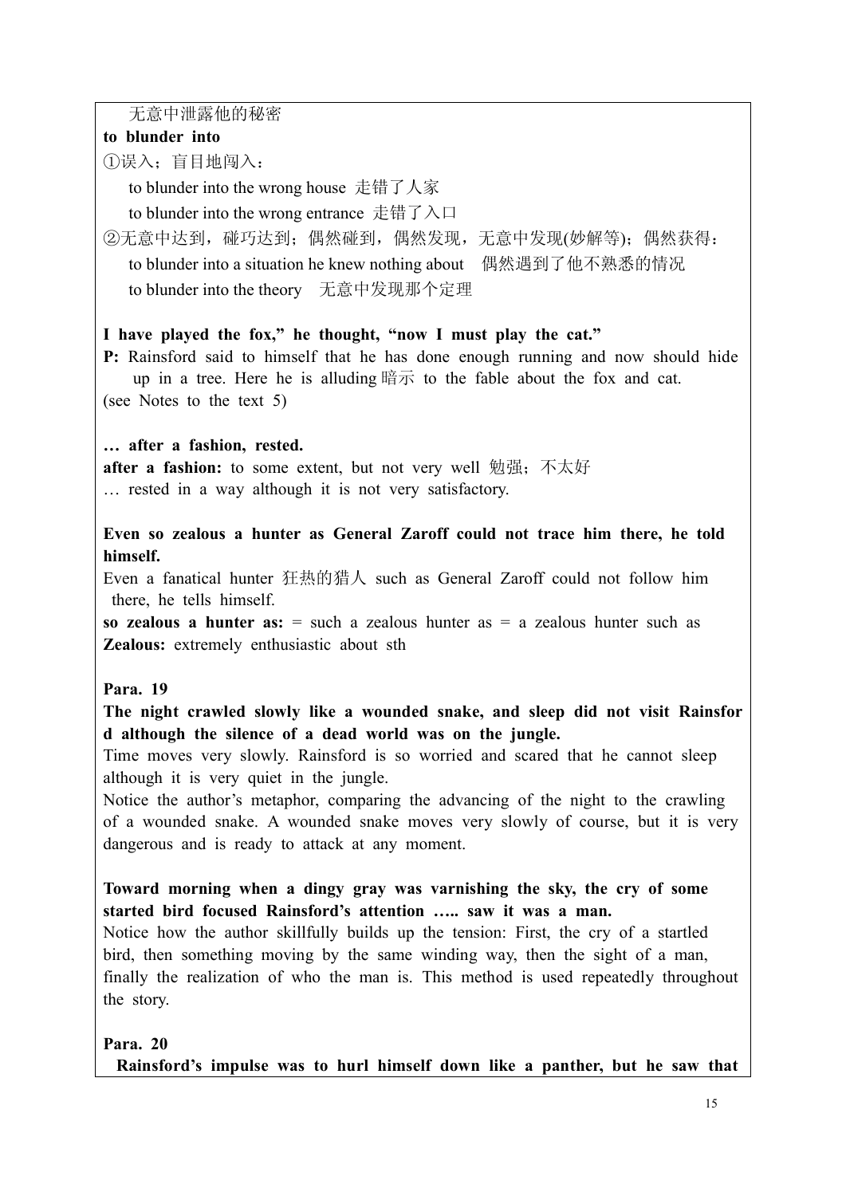无意中泄露他的秘密

**to blunder into**

①误入；盲目地闯入：

to blunder into the wrong house 走错了人家

to blunder into the wrong entrance 走错了入口

②无意中达到，碰巧达到；偶然碰到，偶然发现，无意中发现(妙解等)；偶然获得：

to blunder into a situation he knew nothing about 偶然遇到了他不熟悉的情况

to blunder into the theory 无意中发现那个定理

**I have played the fox," he thought, "now I must play the cat."**

**P:** Rainsford said to himself that he has done enough running and now should hide up in a tree. Here he is alluding 暗示 to the fable about the fox and cat. (see Notes to the text 5)

**… after a fashion, rested.**

**after a fashion:** to some extent, but not very well 勉强；不太好

… rested in a way although it is not very satisfactory.

**Even so zealous a hunter as General Zaroff could not trace him there, he told himself.**

Even a fanatical hunter 狂热的猎人 such as General Zaroff could not follow him there, he tells himself.

**so zealous a hunter as:** = such a zealous hunter as = a zealous hunter such as

**Zealous:** extremely enthusiastic about sth

**Para. 19**

**The night crawled slowly like a wounded snake, and sleep did not visit Rainsford although the silence of a dead world was on the jungle.**

Time moves very slowly. Rainsford is so worried and scared that he cannot sleep although it is very quiet in the jungle.

Notice the author's metaphor, comparing the advancing of the night to the crawling of a wounded snake. A wounded snake moves very slowly of course, but it is very dangerous and is ready to attack at any moment.

**Toward morning when a dingy gray was varnishing the sky, the cry of some started bird focused Rainsford's attention ….. saw it was a man.**

Notice how the author skillfully builds up the tension: First, the cry of a startled bird, then something moving by the same winding way, then the sight of a man, finally the realization of who the man is. This method is used repeatedly throughout the story.

**Para. 20**

**Rainsford's impulse was to hurl himself down like a panther, but he saw that**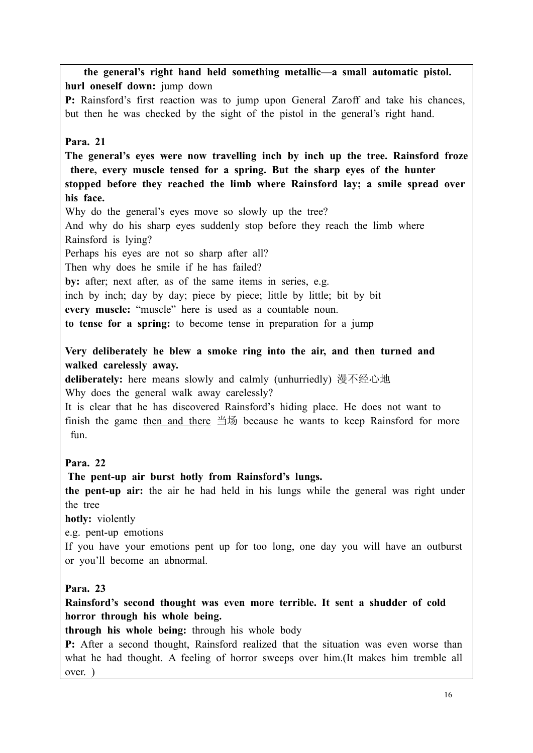**the general's right hand held something metallic—a small automatic pistol.**

**hurl oneself down:** jump down

**P:** Rainsford's first reaction was to jump upon General Zaroff and take his chances, but then he was checked by the sight of the pistol in the general's right hand.

**Para. 21**

**The general's eyes were now travelling inch by inch up the tree. Rainsford froze there, every muscle tensed for a spring. But the sharp eyes of the hunter stopped before they reached the limb where Rainsford lay; a smile spread over his face.**

Why do the general's eyes move so slowly up the tree?
And why do his sharp eyes suddenly stop before they reach the limb where Rainsford is lying?
Perhaps his eyes are not so sharp after all?
Then why does he smile if he has failed?

**by:** after; next after, as of the same items in series, e.g.
inch by inch; day by day; piece by piece; little by little; bit by bit

**every muscle:** "muscle" here is used as a countable noun.

**to tense for a spring:** to become tense in preparation for a jump

**Very deliberately he blew a smoke ring into the air, and then turned and walked carelessly away.**

**deliberately:** here means slowly and calmly (unhurriedly) 漫不经心地

Why does the general walk away carelessly?

It is clear that he has discovered Rainsford's hiding place. He does not want to finish the game <u>then and there</u> 当场 because he wants to keep Rainsford for more fun.

**Para. 22**

**The pent-up air burst hotly from Rainsford's lungs.**

**the pent-up air:** the air he had held in his lungs while the general was right under the tree

**hotly:** violently

e.g. pent-up emotions

If you have your emotions pent up for too long, one day you will have an outburst or you'll become an abnormal.

**Para. 23**

**Rainsford's second thought was even more terrible. It sent a shudder of cold horror through his whole being.**

**through his whole being:** through his whole body

**P:** After a second thought, Rainsford realized that the situation was even worse than what he had thought. A feeling of horror sweeps over him.(It makes him tremble all over. )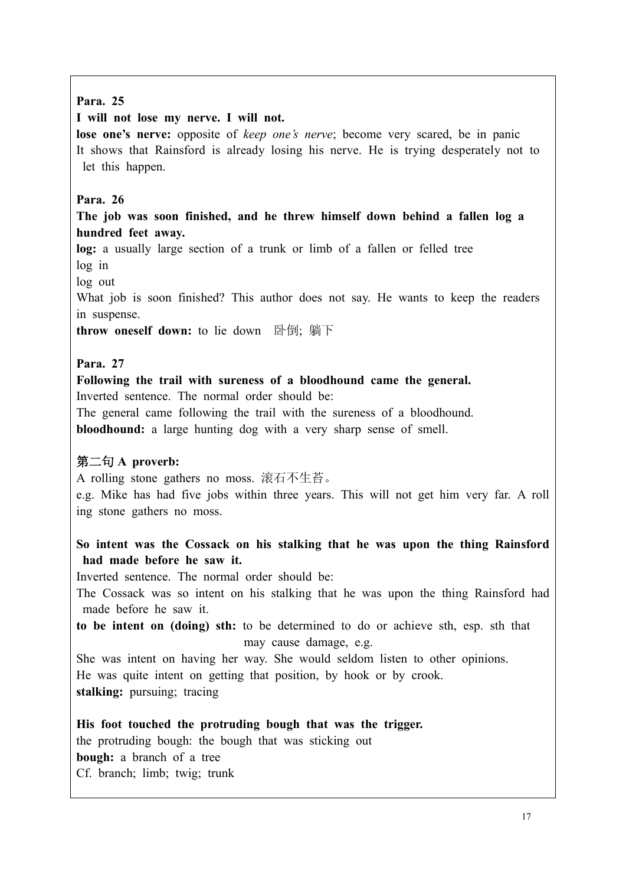**Para. 25**

**I will not lose my nerve. I will not.**

**lose one's nerve:** opposite of *keep one's nerve*; become very scared, be in panic

It shows that Rainsford is already losing his nerve. He is trying desperately not to let this happen.

**Para. 26**

**The job was soon finished, and he threw himself down behind a fallen log a hundred feet away.**

**log:** a usually large section of a trunk or limb of a fallen or felled tree

log in

log out

What job is soon finished? This author does not say. He wants to keep the readers in suspense.

**throw oneself down:** to lie down 卧倒; 躺下

**Para. 27**

**Following the trail with sureness of a bloodhound came the general.**

Inverted sentence. The normal order should be:

The general came following the trail with the sureness of a bloodhound.

**bloodhound:** a large hunting dog with a very sharp sense of smell.

**第二句 A proverb:**

A rolling stone gathers no moss. 滚石不生苔。

e.g. Mike has had five jobs within three years. This will not get him very far. A rolling stone gathers no moss.

**So intent was the Cossack on his stalking that he was upon the thing Rainsford had made before he saw it.**

Inverted sentence. The normal order should be:

The Cossack was so intent on his stalking that he was upon the thing Rainsford had made before he saw it.

**to be intent on (doing) sth:** to be determined to do or achieve sth, esp. sth that may cause damage, e.g.

She was intent on having her way. She would seldom listen to other opinions.

He was quite intent on getting that position, by hook or by crook.

**stalking:** pursuing; tracing

**His foot touched the protruding bough that was the trigger.**

the protruding bough: the bough that was sticking out

**bough:** a branch of a tree

Cf. branch; limb; twig; trunk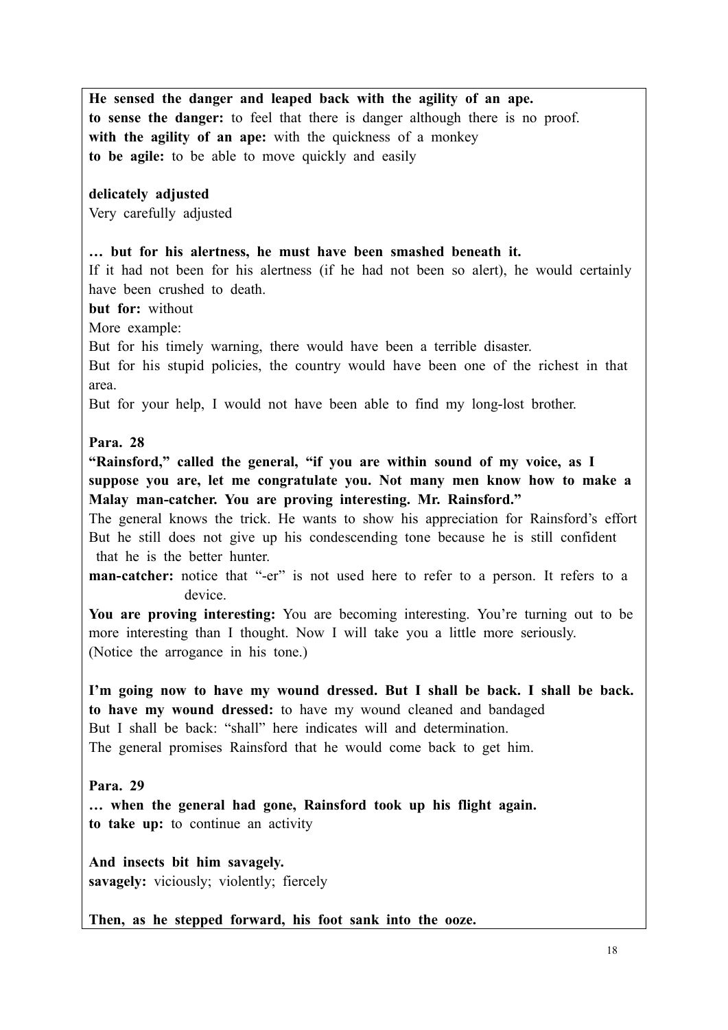**He sensed the danger and leaped back with the agility of an ape.**
**to sense the danger:** to feel that there is danger although there is no proof.
**with the agility of an ape:** with the quickness of a monkey
**to be agile:** to be able to move quickly and easily

**delicately adjusted**
Very carefully adjusted

**… but for his alertness, he must have been smashed beneath it.**
If it had not been for his alertness (if he had not been so alert), he would certainly have been crushed to death.
**but for:** without
More example:
But for his timely warning, there would have been a terrible disaster.
But for his stupid policies, the country would have been one of the richest in that area.
But for your help, I would not have been able to find my long-lost brother.

**Para. 28**
**"Rainsford," called the general, "if you are within sound of my voice, as I suppose you are, let me congratulate you. Not many men know how to make a Malay man-catcher. You are proving interesting. Mr. Rainsford."**
The general knows the trick. He wants to show his appreciation for Rainsford's effort But he still does not give up his condescending tone because he is still confident that he is the better hunter.
**man-catcher:** notice that "-er" is not used here to refer to a person. It refers to a device.
**You are proving interesting:** You are becoming interesting. You're turning out to be more interesting than I thought. Now I will take you a little more seriously. (Notice the arrogance in his tone.)

**I'm going now to have my wound dressed. But I shall be back. I shall be back.**
**to have my wound dressed:** to have my wound cleaned and bandaged
But I shall be back: "shall" here indicates will and determination.
The general promises Rainsford that he would come back to get him.

**Para. 29**
**… when the general had gone, Rainsford took up his flight again.**
**to take up:** to continue an activity

**And insects bit him savagely.**
**savagely:** viciously; violently; fiercely

**Then, as he stepped forward, his foot sank into the ooze.**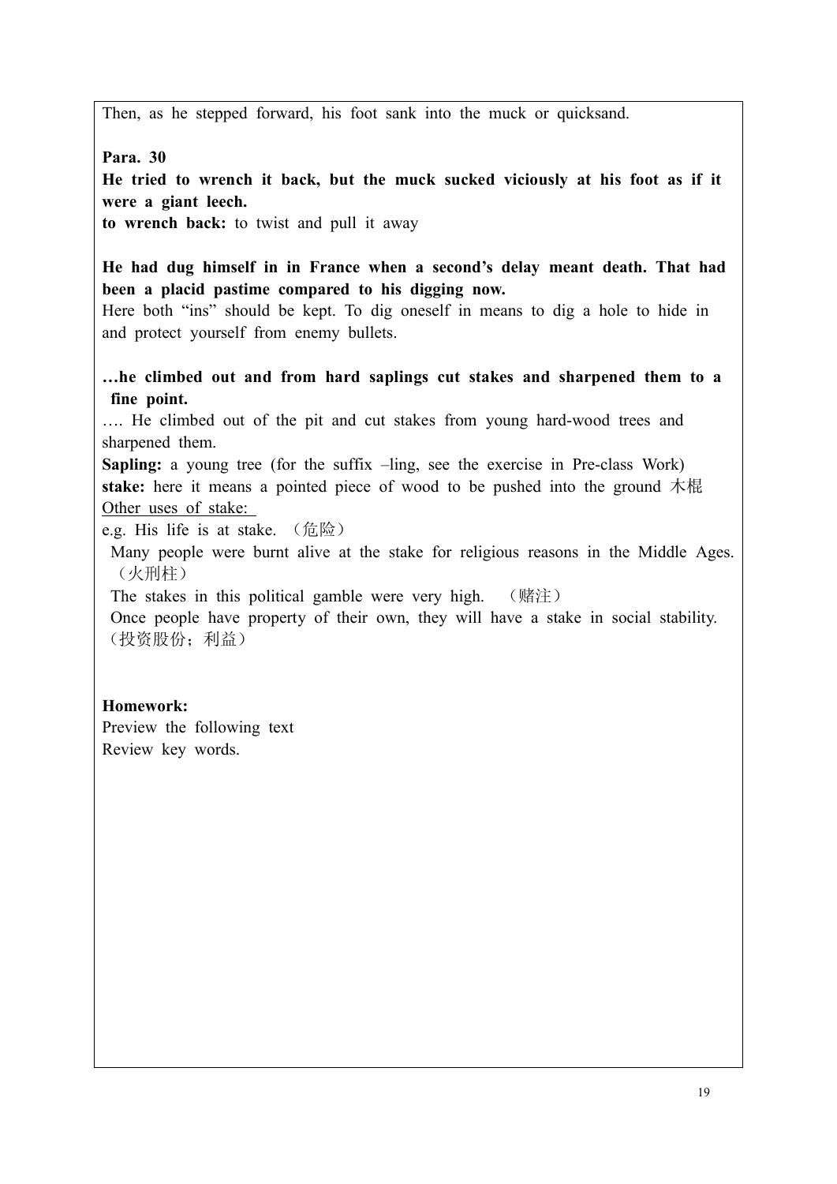Then, as he stepped forward, his foot sank into the muck or quicksand.

**Para. 30**

**He tried to wrench it back, but the muck sucked viciously at his foot as if it were a giant leech.**

**to wrench back:** to twist and pull it away

**He had dug himself in in France when a second's delay meant death. That had been a placid pastime compared to his digging now.**

Here both "ins" should be kept. To dig oneself in means to dig a hole to hide in and protect yourself from enemy bullets.

**…he climbed out and from hard saplings cut stakes and sharpened them to a fine point.**

…. He climbed out of the pit and cut stakes from young hard-wood trees and sharpened them.

**Sapling:** a young tree (for the suffix –ling, see the exercise in Pre-class Work)

**stake:** here it means a pointed piece of wood to be pushed into the ground 木棍

Other uses of stake:

e.g. His life is at stake. （危险）

Many people were burnt alive at the stake for religious reasons in the Middle Ages.（火刑柱）

The stakes in this political gamble were very high. （赌注）

Once people have property of their own, they will have a stake in social stability.（投资股份；利益）

**Homework:**

Preview the following text

Review key words.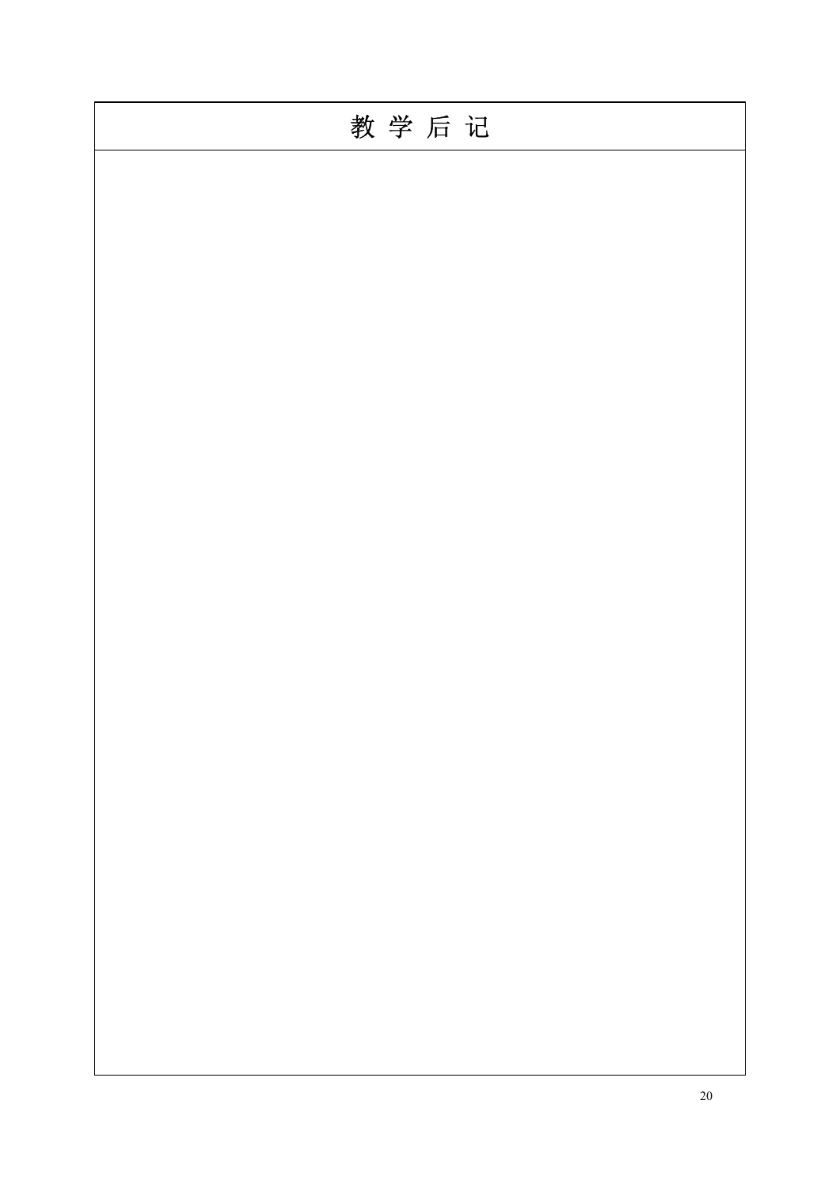| 教 学 后 记 |
| --- |
| |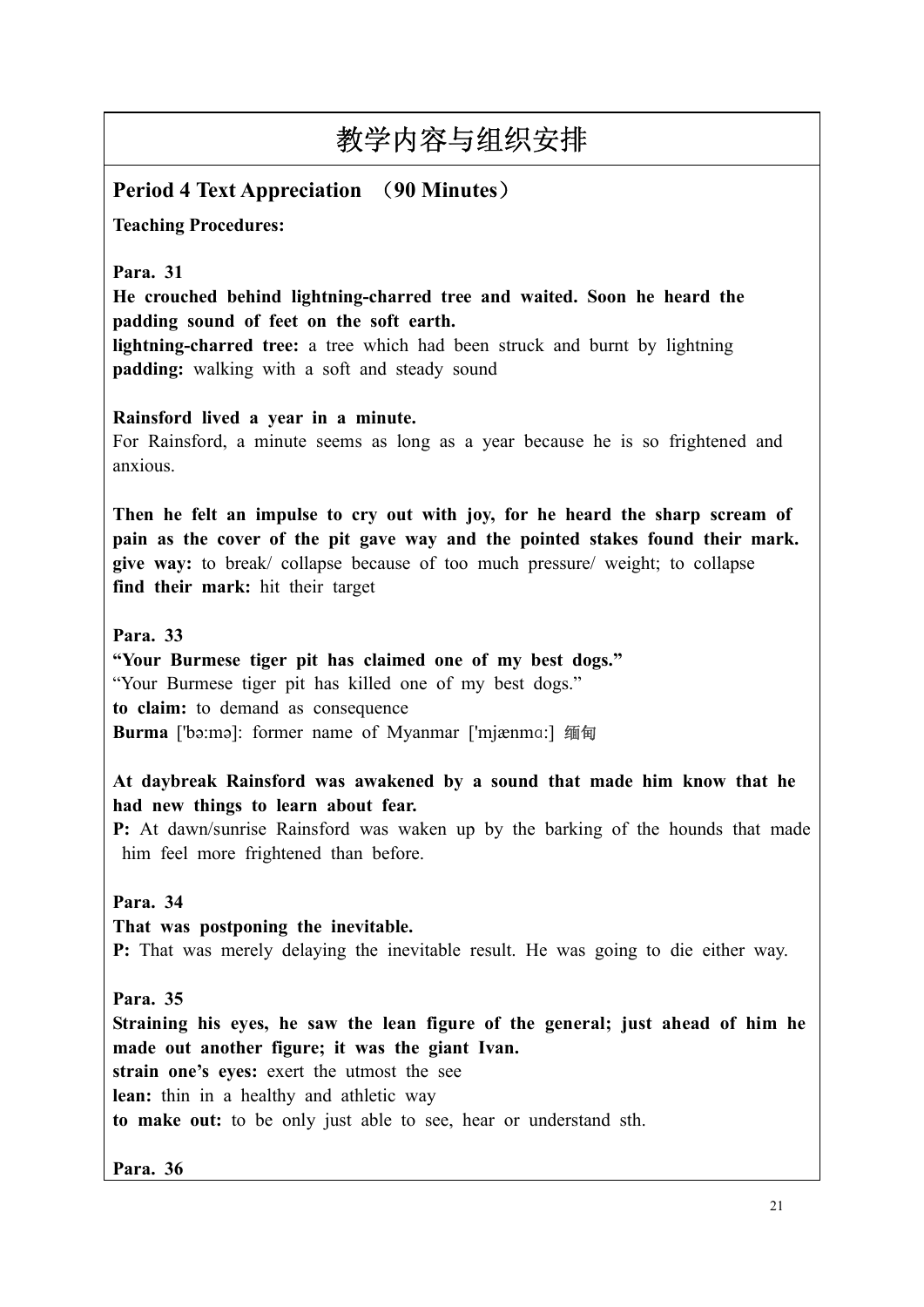# 教学内容与组织安排

## Period 4 Text Appreciation （90 Minutes）

**Teaching Procedures:**

**Para. 31**

**He crouched behind lightning-charred tree and waited. Soon he heard the padding sound of feet on the soft earth.**

**lightning-charred tree:** a tree which had been struck and burnt by lightning

**padding:** walking with a soft and steady sound

**Rainsford lived a year in a minute.**

For Rainsford, a minute seems as long as a year because he is so frightened and anxious.

**Then he felt an impulse to cry out with joy, for he heard the sharp scream of pain as the cover of the pit gave way and the pointed stakes found their mark.**

**give way:** to break/ collapse because of too much pressure/ weight; to collapse

**find their mark:** hit their target

**Para. 33**

**"Your Burmese tiger pit has claimed one of my best dogs."**

"Your Burmese tiger pit has killed one of my best dogs."

**to claim:** to demand as consequence

**Burma** ['bə:mə]: former name of Myanmar ['mjænmɑ:] 缅甸

**At daybreak Rainsford was awakened by a sound that made him know that he had new things to learn about fear.**

**P:** At dawn/sunrise Rainsford was waken up by the barking of the hounds that made him feel more frightened than before.

**Para. 34**

**That was postponing the inevitable.**

**P:** That was merely delaying the inevitable result. He was going to die either way.

**Para. 35**

**Straining his eyes, he saw the lean figure of the general; just ahead of him he made out another figure; it was the giant Ivan.**

**strain one's eyes:** exert the utmost the see

**lean:** thin in a healthy and athletic way

**to make out:** to be only just able to see, hear or understand sth.

**Para. 36**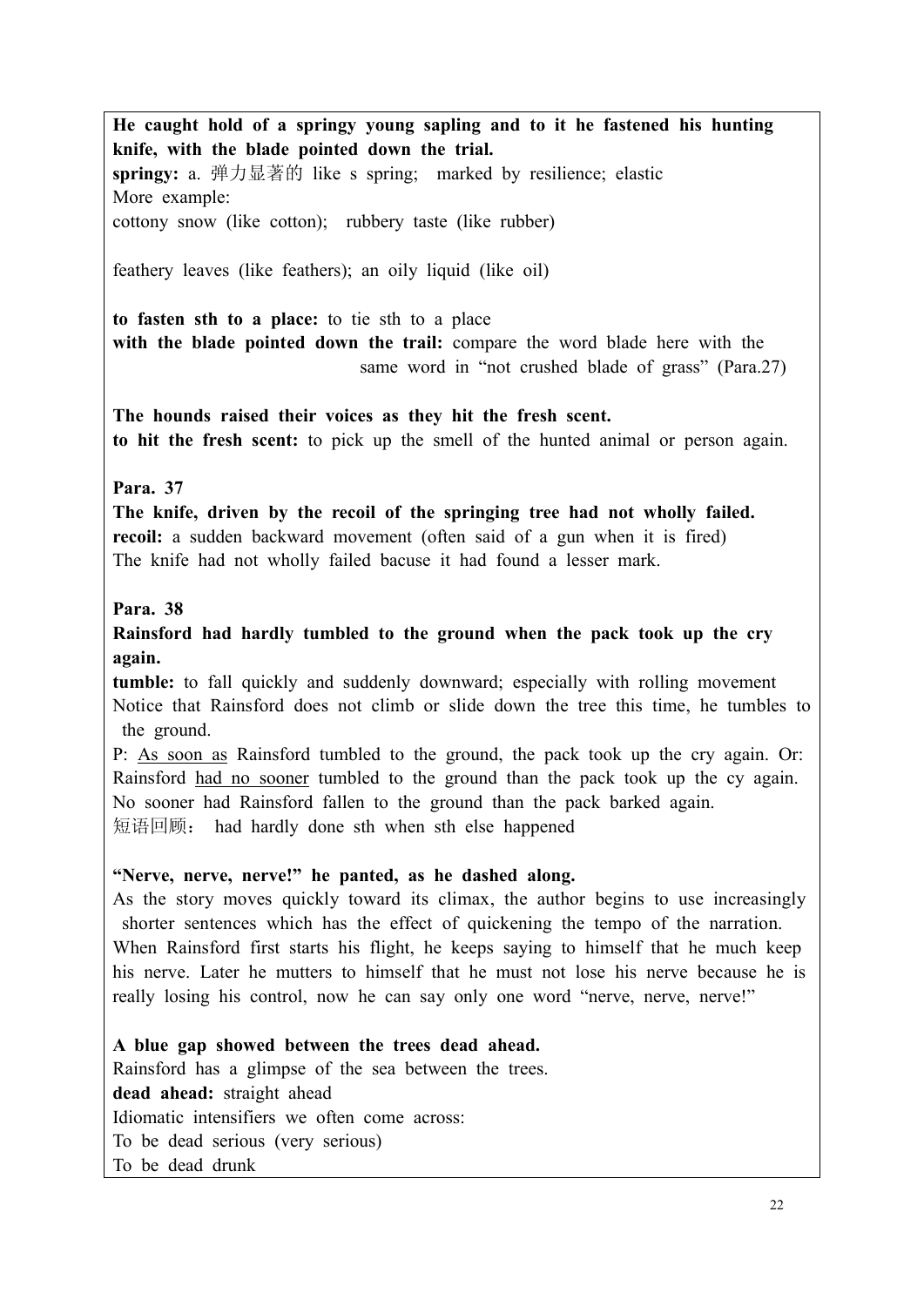**He caught hold of a springy young sapling and to it he fastened his hunting knife, with the blade pointed down the trial.**

**springy:** a. 弹力显著的 like s spring; marked by resilience; elastic

More example:

cottony snow (like cotton); rubbery taste (like rubber)

feathery leaves (like feathers); an oily liquid (like oil)

**to fasten sth to a place:** to tie sth to a place

**with the blade pointed down the trail:** compare the word blade here with the same word in "not crushed blade of grass" (Para.27)

**The hounds raised their voices as they hit the fresh scent.**

**to hit the fresh scent:** to pick up the smell of the hunted animal or person again.

**Para. 37**

**The knife, driven by the recoil of the springing tree had not wholly failed.**

**recoil:** a sudden backward movement (often said of a gun when it is fired)

The knife had not wholly failed bacuse it had found a lesser mark.

**Para. 38**

**Rainsford had hardly tumbled to the ground when the pack took up the cry again.**

**tumble:** to fall quickly and suddenly downward; especially with rolling movement

Notice that Rainsford does not climb or slide down the tree this time, he tumbles to the ground.

P: <u>As soon as</u> Rainsford tumbled to the ground, the pack took up the cry again. Or: Rainsford <u>had no sooner</u> tumbled to the ground than the pack took up the cy again. No sooner had Rainsford fallen to the ground than the pack barked again.

短语回顾： had hardly done sth when sth else happened

**"Nerve, nerve, nerve!" he panted, as he dashed along.**

As the story moves quickly toward its climax, the author begins to use increasingly shorter sentences which has the effect of quickening the tempo of the narration. When Rainsford first starts his flight, he keeps saying to himself that he much keep his nerve. Later he mutters to himself that he must not lose his nerve because he is really losing his control, now he can say only one word "nerve, nerve, nerve!"

**A blue gap showed between the trees dead ahead.**

Rainsford has a glimpse of the sea between the trees.

**dead ahead:** straight ahead

Idiomatic intensifiers we often come across:

To be dead serious (very serious)

To be dead drunk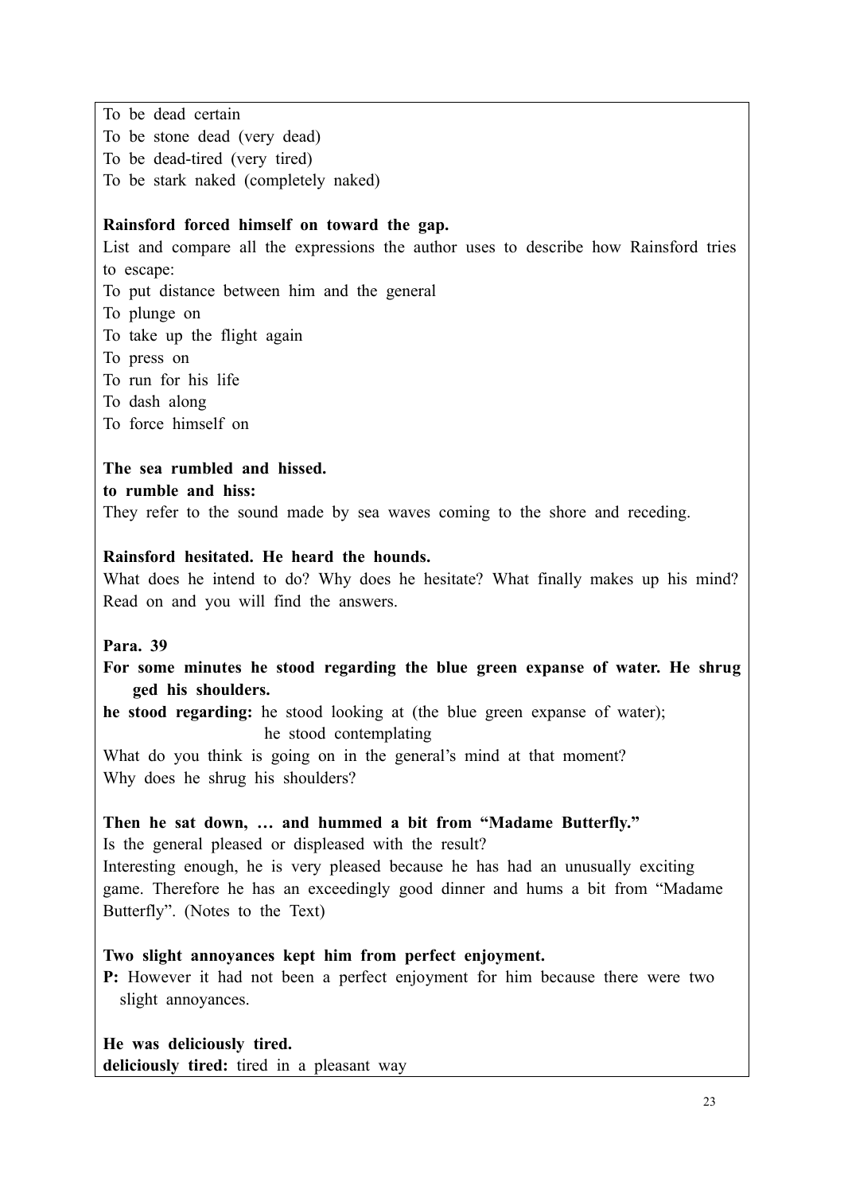To be dead certain
To be stone dead (very dead)
To be dead-tired (very tired)
To be stark naked (completely naked)

**Rainsford forced himself on toward the gap.**
List and compare all the expressions the author uses to describe how Rainsford tries to escape:
To put distance between him and the general
To plunge on
To take up the flight again
To press on
To run for his life
To dash along
To force himself on

**The sea rumbled and hissed.**
**to rumble and hiss:**
They refer to the sound made by sea waves coming to the shore and receding.

**Rainsford hesitated. He heard the hounds.**
What does he intend to do? Why does he hesitate? What finally makes up his mind? Read on and you will find the answers.

**Para. 39**
**For some minutes he stood regarding the blue green expanse of water. He shrugged his shoulders.**
**he stood regarding:** he stood looking at (the blue green expanse of water);
he stood contemplating
What do you think is going on in the general's mind at that moment?
Why does he shrug his shoulders?

**Then he sat down, … and hummed a bit from "Madame Butterfly."**
Is the general pleased or displeased with the result?
Interesting enough, he is very pleased because he has had an unusually exciting game. Therefore he has an exceedingly good dinner and hums a bit from "Madame Butterfly". (Notes to the Text)

**Two slight annoyances kept him from perfect enjoyment.**
**P:** However it had not been a perfect enjoyment for him because there were two slight annoyances.

**He was deliciously tired.**
**deliciously tired:** tired in a pleasant way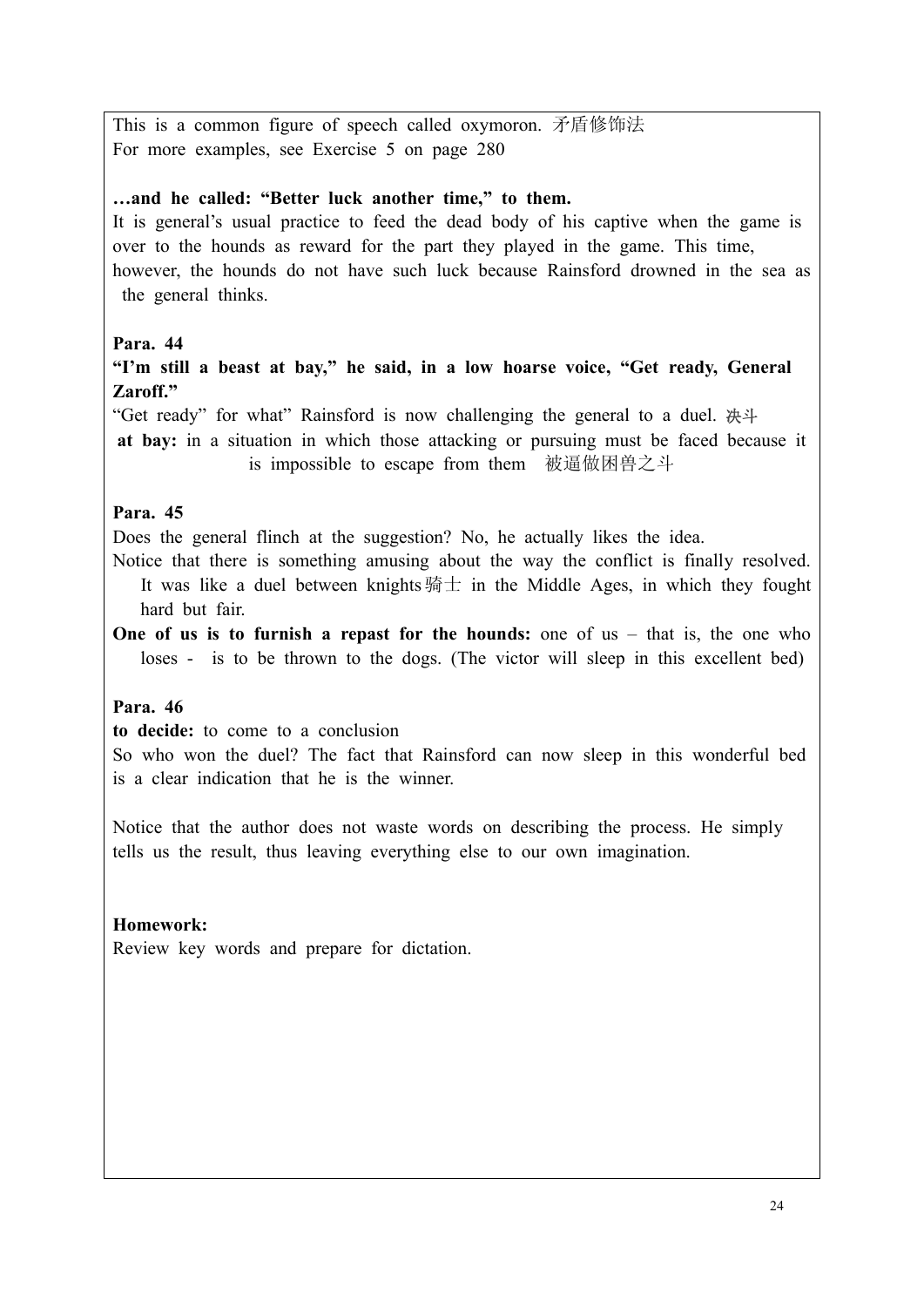This is a common figure of speech called oxymoron. 矛盾修饰法
For more examples, see Exercise 5 on page 280

**…and he called: "Better luck another time," to them.**
It is general's usual practice to feed the dead body of his captive when the game is over to the hounds as reward for the part they played in the game. This time, however, the hounds do not have such luck because Rainsford drowned in the sea as the general thinks.

**Para. 44**

**"I'm still a beast at bay," he said, in a low hoarse voice, "Get ready, General Zaroff."**
"Get ready" for what" Rainsford is now challenging the general to a duel. 决斗
**at bay:** in a situation in which those attacking or pursuing must be faced because it is impossible to escape from them 被逼做困兽之斗

**Para. 45**

Does the general flinch at the suggestion? No, he actually likes the idea.
Notice that there is something amusing about the way the conflict is finally resolved. It was like a duel between knights骑士 in the Middle Ages, in which they fought hard but fair.
**One of us is to furnish a repast for the hounds:** one of us – that is, the one who loses - is to be thrown to the dogs. (The victor will sleep in this excellent bed)

**Para. 46**

**to decide:** to come to a conclusion
So who won the duel? The fact that Rainsford can now sleep in this wonderful bed is a clear indication that he is the winner.

Notice that the author does not waste words on describing the process. He simply tells us the result, thus leaving everything else to our own imagination.

**Homework:**
Review key words and prepare for dictation.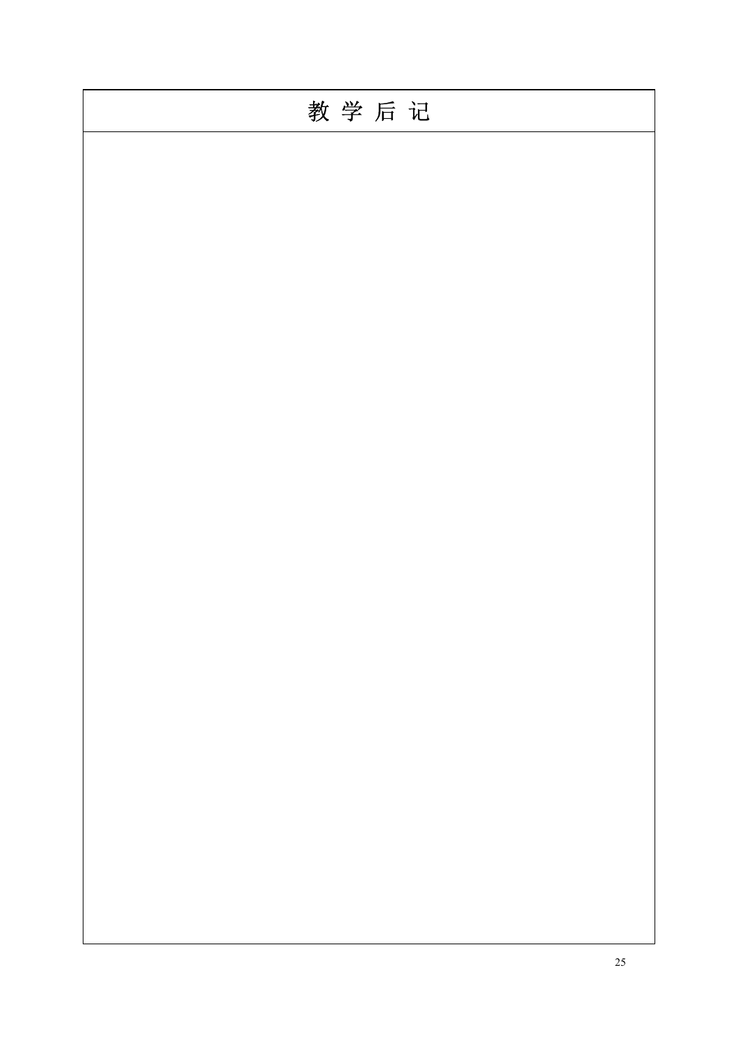| 教 学 后 记 |
| --- |
| |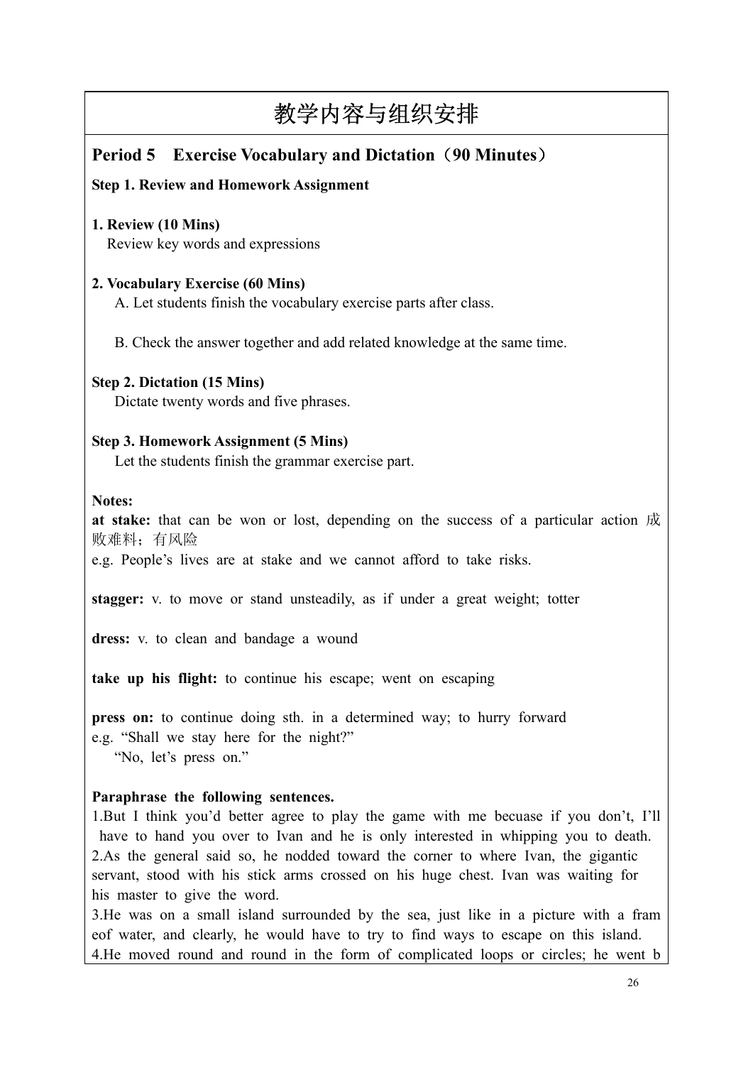# 教学内容与组织安排

## Period 5 Exercise Vocabulary and Dictation（90 Minutes）

**Step 1. Review and Homework Assignment**

**1. Review (10 Mins)**

Review key words and expressions

**2. Vocabulary Exercise (60 Mins)**

A. Let students finish the vocabulary exercise parts after class.

B. Check the answer together and add related knowledge at the same time.

**Step 2. Dictation (15 Mins)**

Dictate twenty words and five phrases.

**Step 3. Homework Assignment (5 Mins)**

Let the students finish the grammar exercise part.

**Notes:**

**at stake:** that can be won or lost, depending on the success of a particular action 成败难料；有风险

e.g. People's lives are at stake and we cannot afford to take risks.

**stagger:** v. to move or stand unsteadily, as if under a great weight; totter

**dress:** v. to clean and bandage a wound

**take up his flight:** to continue his escape; went on escaping

**press on:** to continue doing sth. in a determined way; to hurry forward

e.g. "Shall we stay here for the night?"

"No, let's press on."

**Paraphrase the following sentences.**

1.But I think you'd better agree to play the game with me becuase if you don't, I'll have to hand you over to Ivan and he is only interested in whipping you to death.

2.As the general said so, he nodded toward the corner to where Ivan, the gigantic servant, stood with his stick arms crossed on his huge chest. Ivan was waiting for his master to give the word.

3.He was on a small island surrounded by the sea, just like in a picture with a fram eof water, and clearly, he would have to try to find ways to escape on this island.

4.He moved round and round in the form of complicated loops or circles; he went b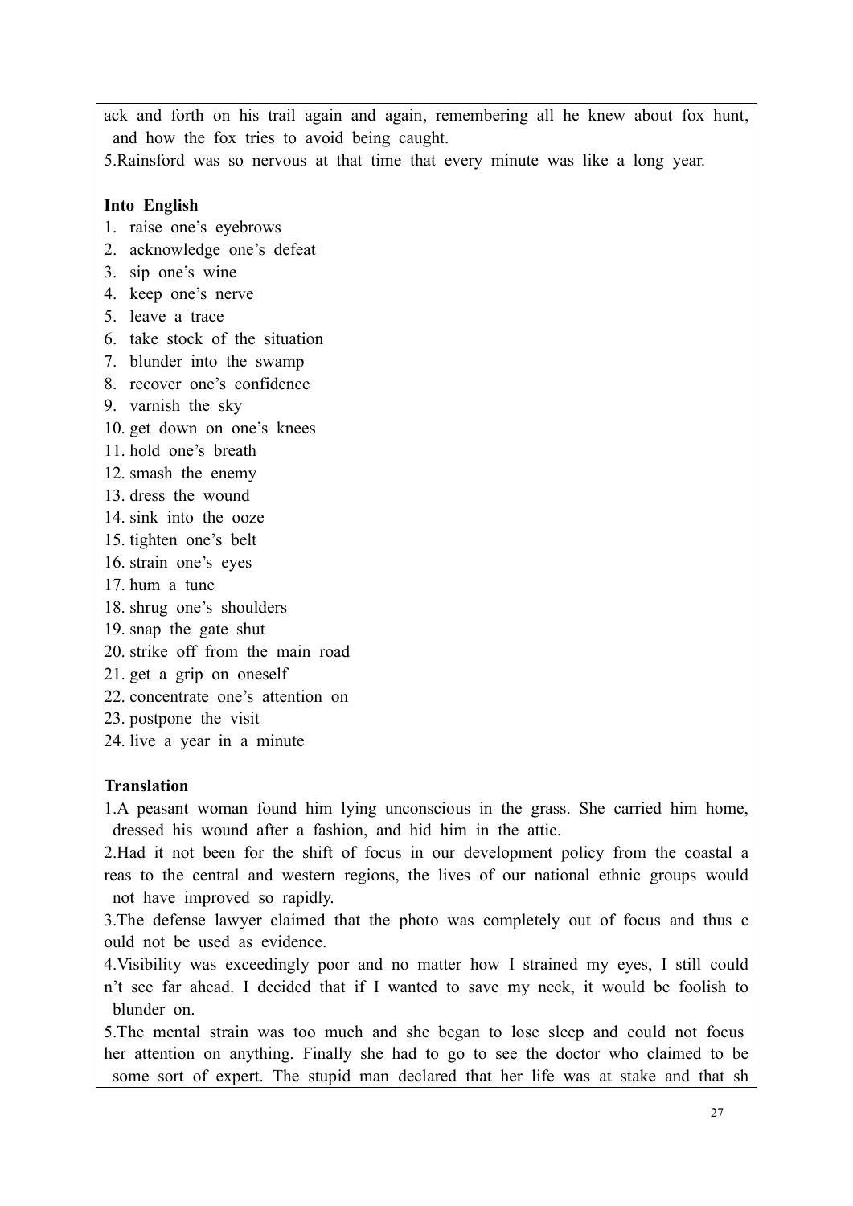ack and forth on his trail again and again, remembering all he knew about fox hunt, and how the fox tries to avoid being caught.

5.Rainsford was so nervous at that time that every minute was like a long year.

**Into English**

1. raise one's eyebrows
2. acknowledge one's defeat
3. sip one's wine
4. keep one's nerve
5. leave a trace
6. take stock of the situation
7. blunder into the swamp
8. recover one's confidence
9. varnish the sky
10. get down on one's knees
11. hold one's breath
12. smash the enemy
13. dress the wound
14. sink into the ooze
15. tighten one's belt
16. strain one's eyes
17. hum a tune
18. shrug one's shoulders
19. snap the gate shut
20. strike off from the main road
21. get a grip on oneself
22. concentrate one's attention on
23. postpone the visit
24. live a year in a minute

**Translation**

1.A peasant woman found him lying unconscious in the grass. She carried him home, dressed his wound after a fashion, and hid him in the attic.

2.Had it not been for the shift of focus in our development policy from the coastal areas to the central and western regions, the lives of our national ethnic groups would not have improved so rapidly.

3.The defense lawyer claimed that the photo was completely out of focus and thus could not be used as evidence.

4.Visibility was exceedingly poor and no matter how I strained my eyes, I still couldn't see far ahead. I decided that if I wanted to save my neck, it would be foolish to blunder on.

5.The mental strain was too much and she began to lose sleep and could not focus her attention on anything. Finally she had to go to see the doctor who claimed to be some sort of expert. The stupid man declared that her life was at stake and that sh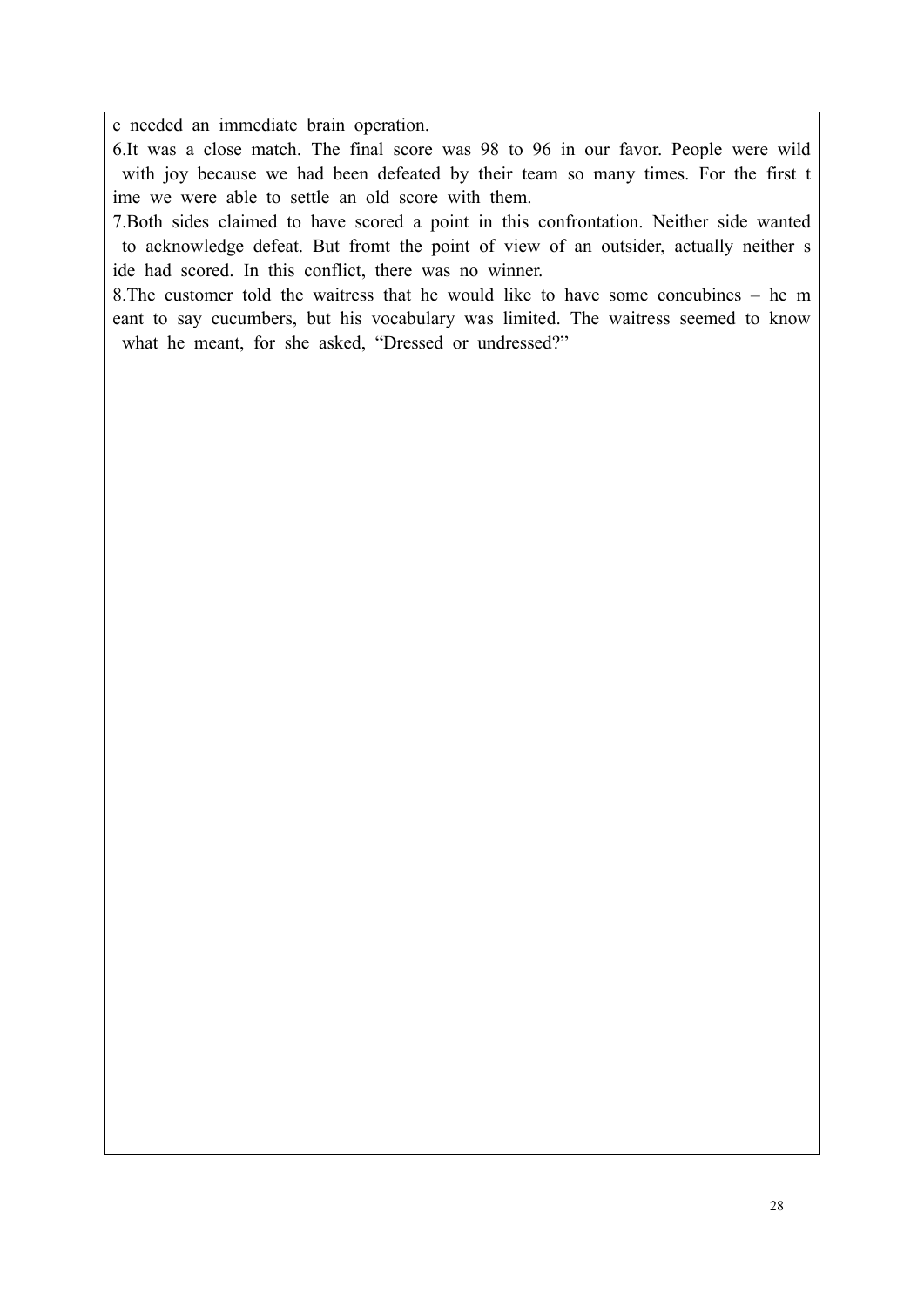e needed an immediate brain operation.

6.It was a close match. The final score was 98 to 96 in our favor. People were wild with joy because we had been defeated by their team so many times. For the first time we were able to settle an old score with them.

7.Both sides claimed to have scored a point in this confrontation. Neither side wanted to acknowledge defeat. But fromt the point of view of an outsider, actually neither side had scored. In this conflict, there was no winner.

8.The customer told the waitress that he would like to have some concubines – he meant to say cucumbers, but his vocabulary was limited. The waitress seemed to know what he meant, for she asked, "Dressed or undressed?"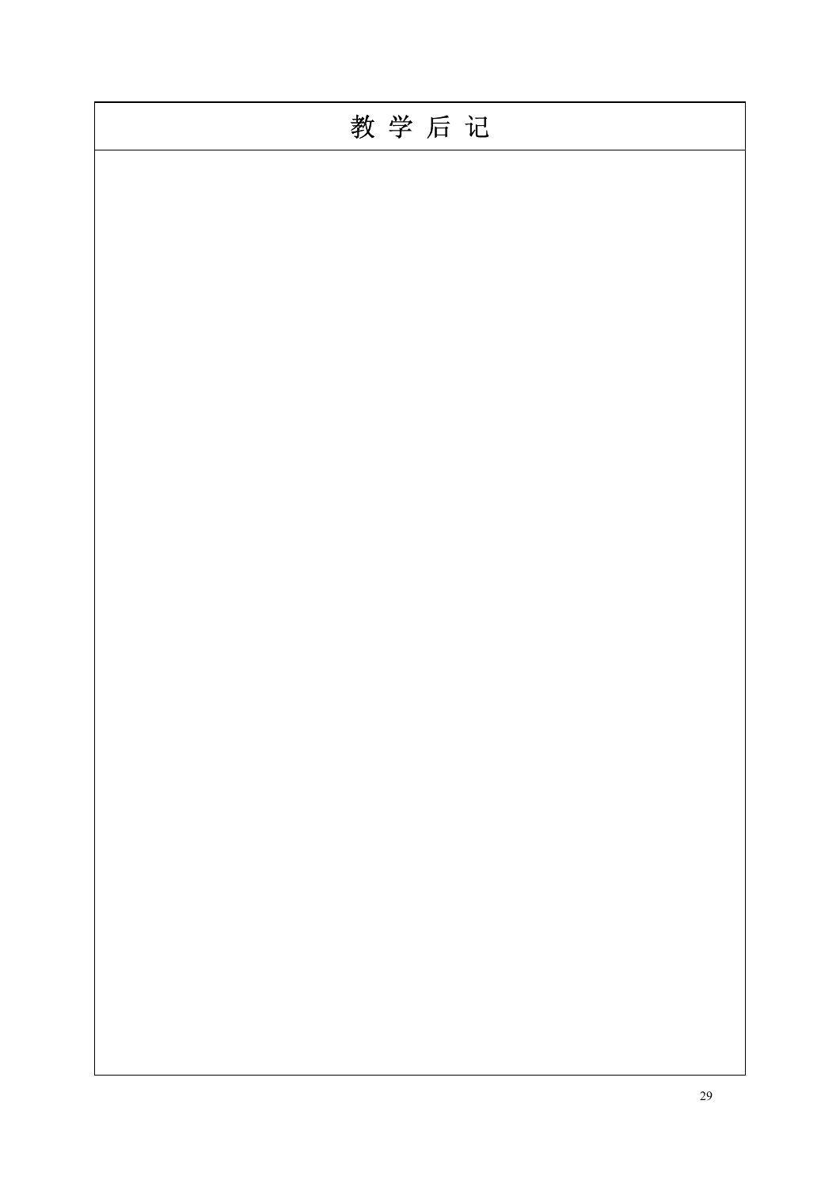| 教 学 后 记 |
| --- |
| |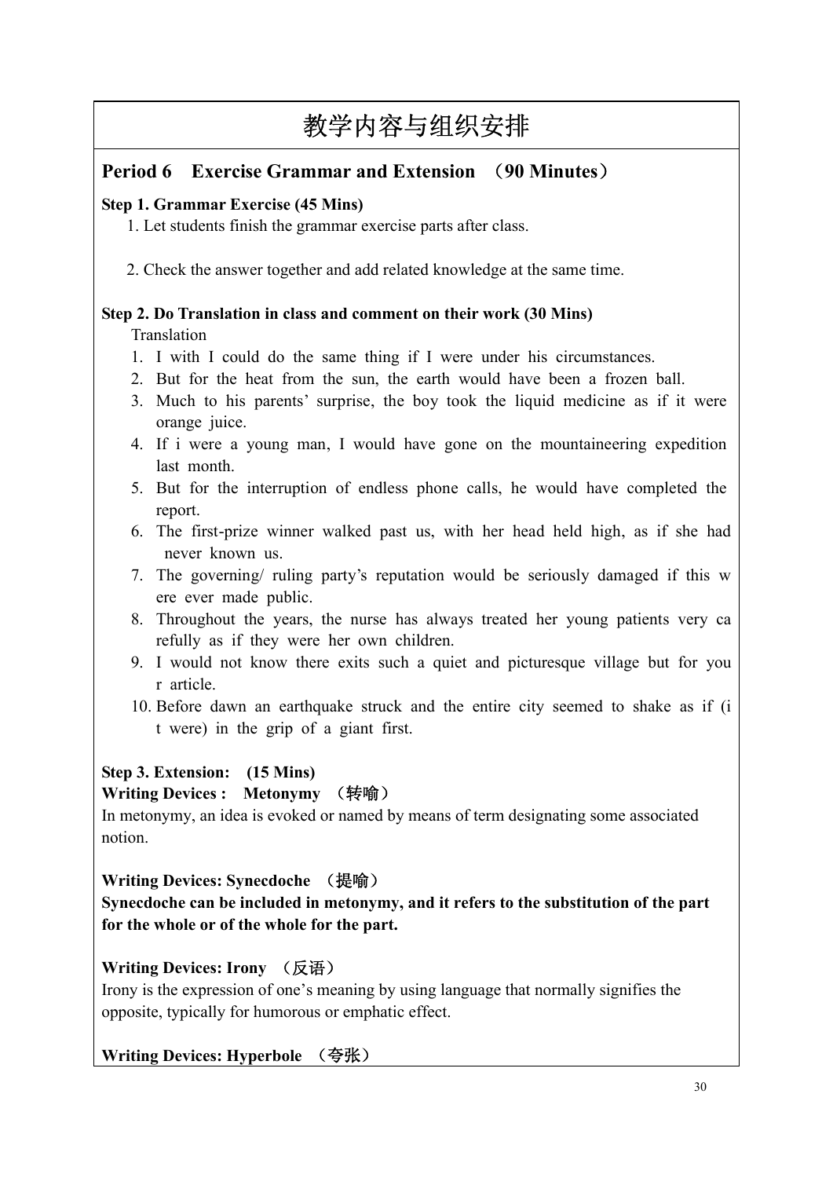# 教学内容与组织安排

## Period 6 Exercise Grammar and Extension （90 Minutes）

**Step 1. Grammar Exercise (45 Mins)**

1. Let students finish the grammar exercise parts after class.

2. Check the answer together and add related knowledge at the same time.

**Step 2. Do Translation in class and comment on their work (30 Mins)**

Translation

1. I with I could do the same thing if I were under his circumstances.
2. But for the heat from the sun, the earth would have been a frozen ball.
3. Much to his parents' surprise, the boy took the liquid medicine as if it were orange juice.
4. If i were a young man, I would have gone on the mountaineering expedition last month.
5. But for the interruption of endless phone calls, he would have completed the report.
6. The first-prize winner walked past us, with her head held high, as if she had never known us.
7. The governing/ ruling party's reputation would be seriously damaged if this w ere ever made public.
8. Throughout the years, the nurse has always treated her young patients very ca refully as if they were her own children.
9. I would not know there exits such a quiet and picturesque village but for you r article.
10. Before dawn an earthquake struck and the entire city seemed to shake as if (i t were) in the grip of a giant first.

**Step 3. Extension: (15 Mins)**

**Writing Devices : Metonymy （转喻）**

In metonymy, an idea is evoked or named by means of term designating some associated notion.

**Writing Devices: Synecdoche （提喻）**

**Synecdoche can be included in metonymy, and it refers to the substitution of the part for the whole or of the whole for the part.**

**Writing Devices: Irony （反语）**

Irony is the expression of one's meaning by using language that normally signifies the opposite, typically for humorous or emphatic effect.

**Writing Devices: Hyperbole （夸张）**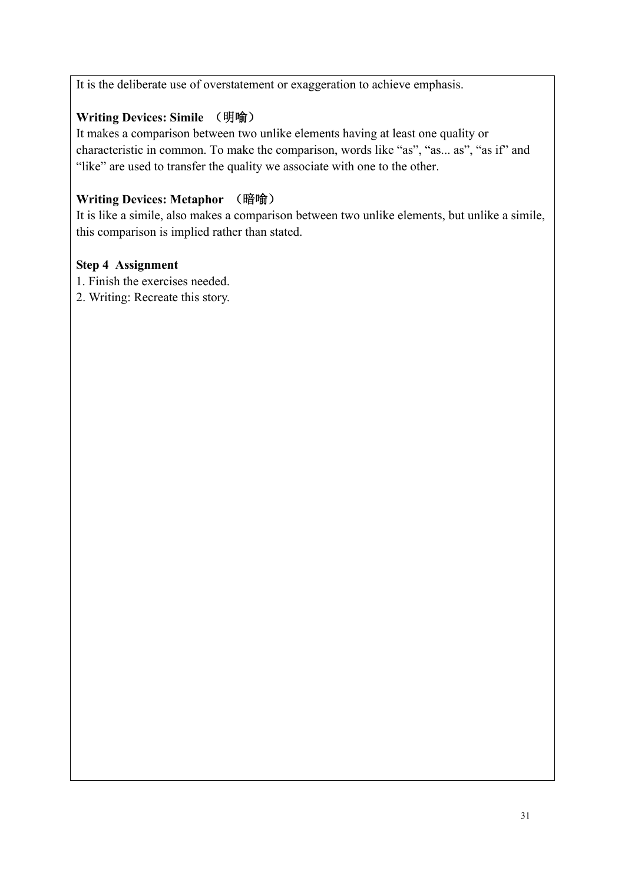It is the deliberate use of overstatement or exaggeration to achieve emphasis.

**Writing Devices: Simile （明喻）**

It makes a comparison between two unlike elements having at least one quality or characteristic in common. To make the comparison, words like “as”, “as... as”, “as if” and “like” are used to transfer the quality we associate with one to the other.

**Writing Devices: Metaphor （暗喻）**

It is like a simile, also makes a comparison between two unlike elements, but unlike a simile, this comparison is implied rather than stated.

**Step 4 Assignment**

1. Finish the exercises needed.
2. Writing: Recreate this story.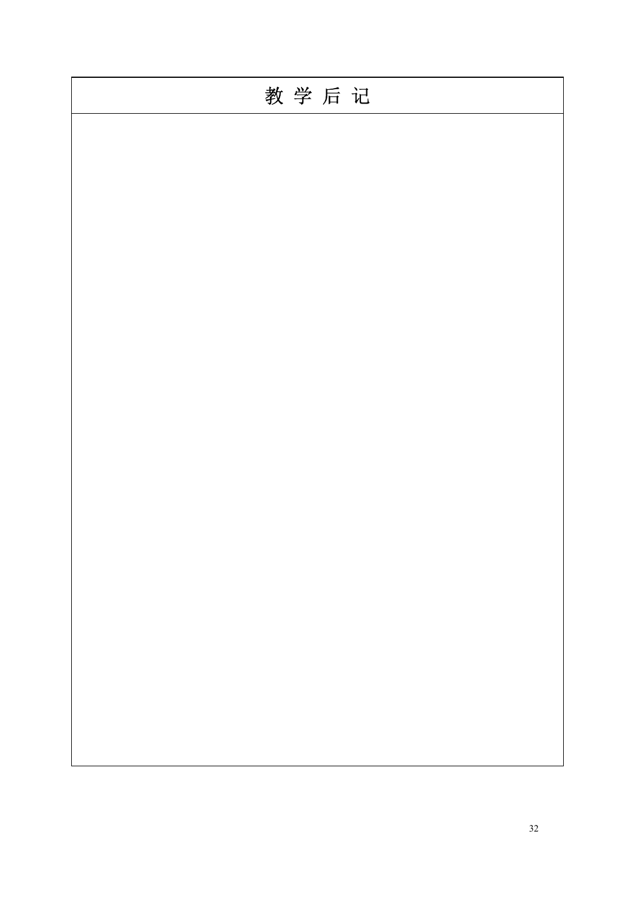| 教 学 后 记 |
| --- |
| |